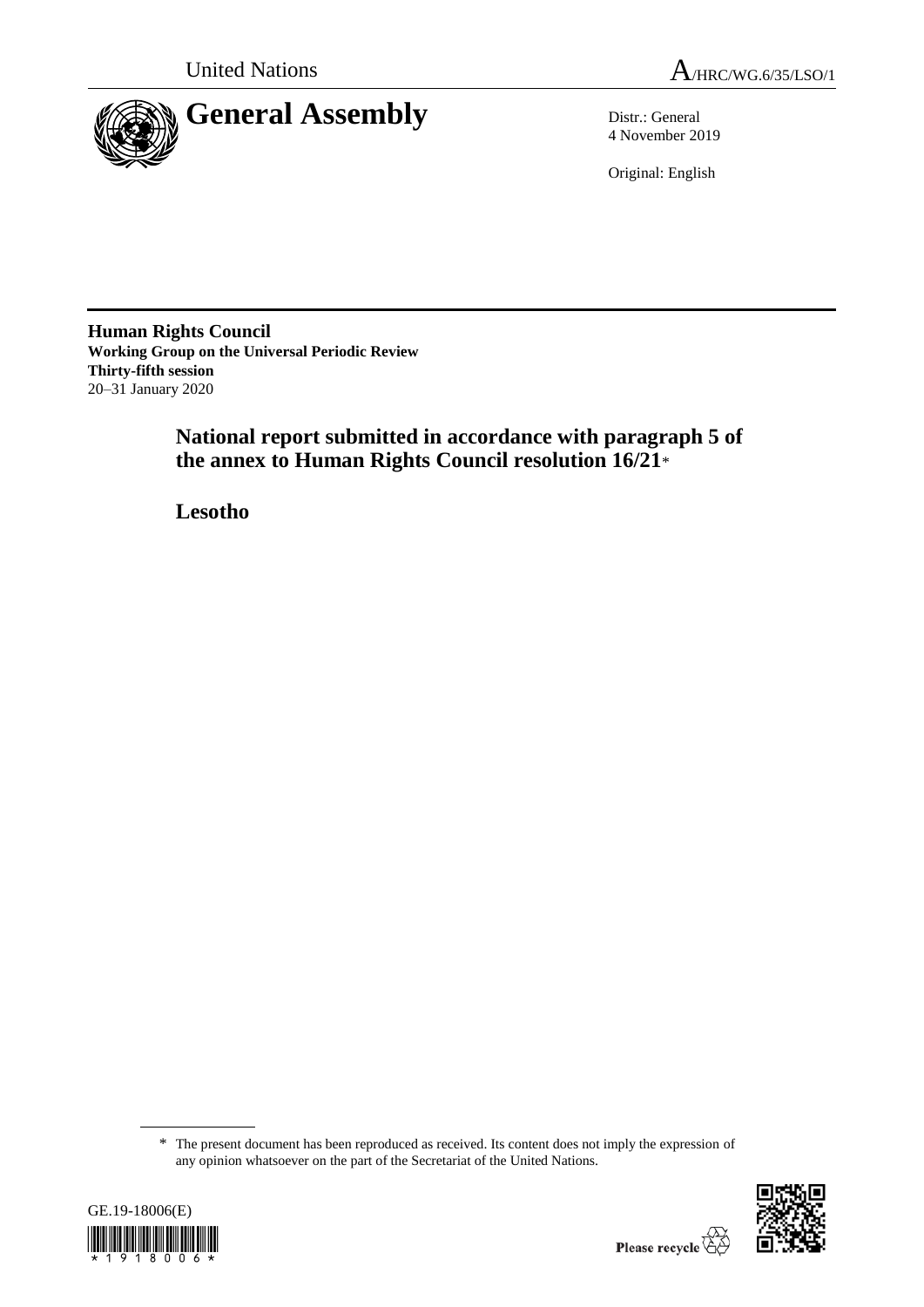United Nations

A/HRC/WG.6/35/LSO/1

# General Assembly

Distr.: General
4 November 2019

Original: English

**Human Rights Council**
**Working Group on the Universal Periodic Review**
**Thirty-fifth session**
20–31 January 2020

## National report submitted in accordance with paragraph 5 of the annex to Human Rights Council resolution 16/21*

## Lesotho

\* The present document has been reproduced as received. Its content does not imply the expression of any opinion whatsoever on the part of the Secretariat of the United Nations.

GE.19-18006(E)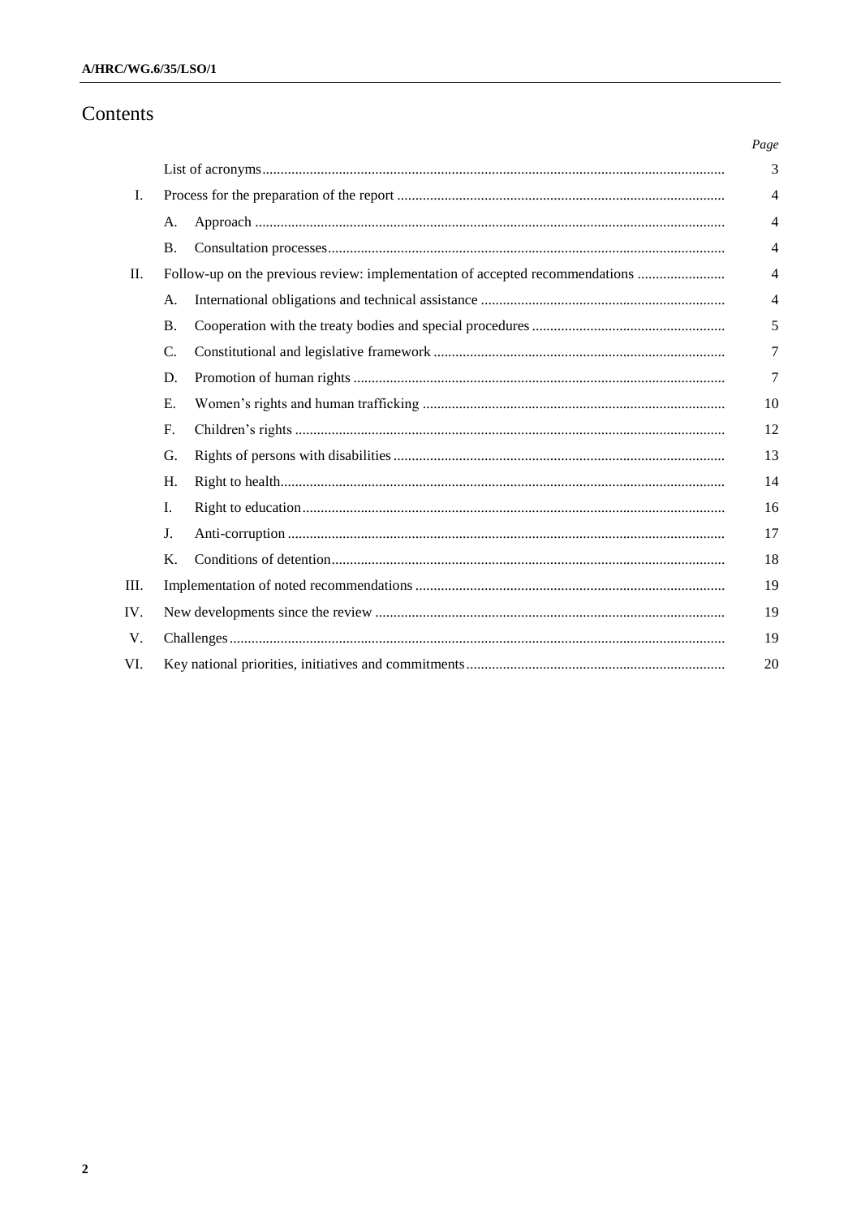# Contents

| | | | Page |
|---|---|---|---|
| | List of acronyms | | 3 |
| I. | Process for the preparation of the report | | 4 |
| | A. | Approach | 4 |
| | B. | Consultation processes | 4 |
| II. | Follow-up on the previous review: implementation of accepted recommendations | | 4 |
| | A. | International obligations and technical assistance | 4 |
| | B. | Cooperation with the treaty bodies and special procedures | 5 |
| | C. | Constitutional and legislative framework | 7 |
| | D. | Promotion of human rights | 7 |
| | E. | Women's rights and human trafficking | 10 |
| | F. | Children's rights | 12 |
| | G. | Rights of persons with disabilities | 13 |
| | H. | Right to health | 14 |
| | I. | Right to education | 16 |
| | J. | Anti-corruption | 17 |
| | K. | Conditions of detention | 18 |
| III. | Implementation of noted recommendations | | 19 |
| IV. | New developments since the review | | 19 |
| V. | Challenges | | 19 |
| VI. | Key national priorities, initiatives and commitments | | 20 |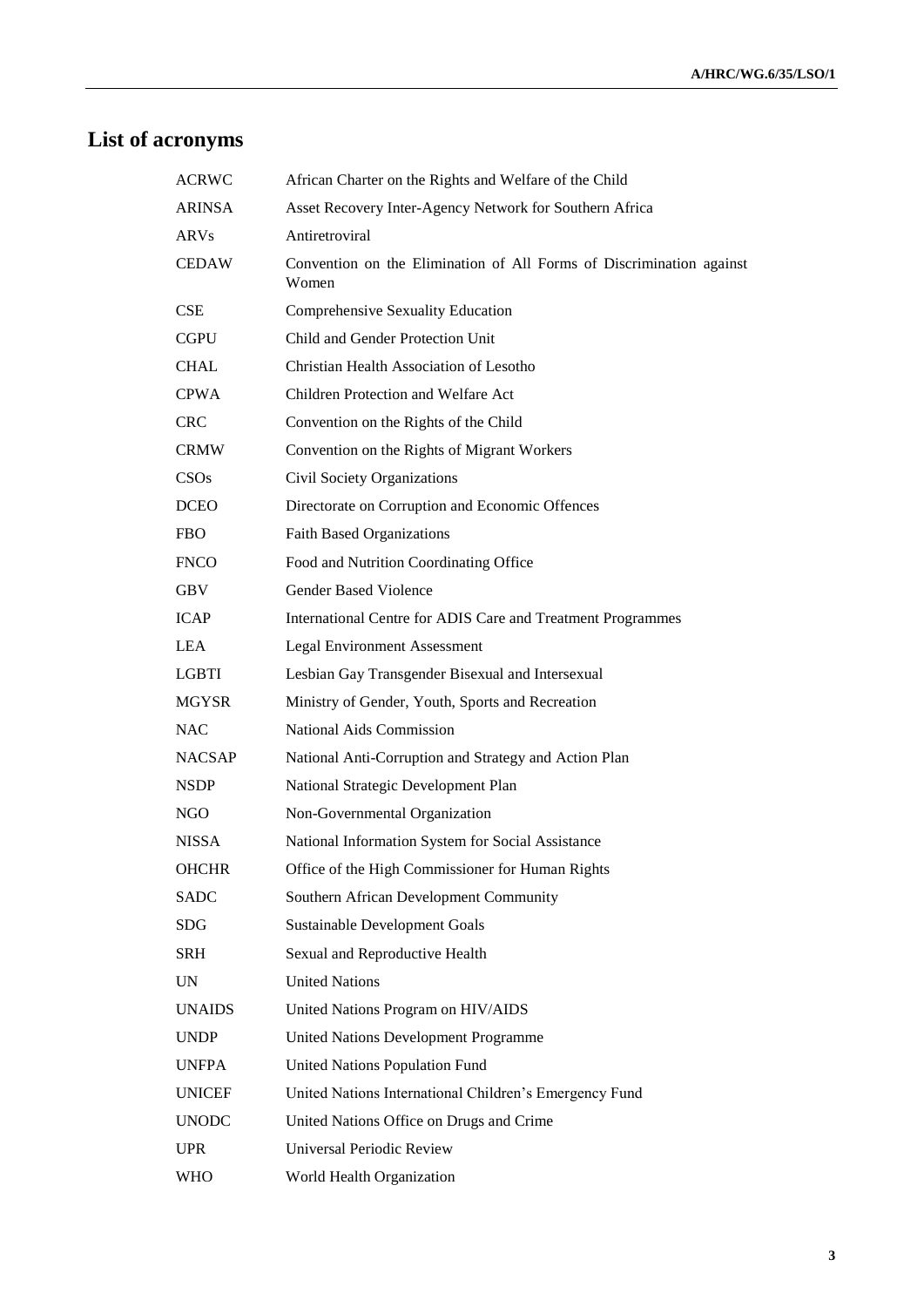# List of acronyms

| | |
|---|---|
| ACRWC | African Charter on the Rights and Welfare of the Child |
| ARINSA | Asset Recovery Inter-Agency Network for Southern Africa |
| ARVs | Antiretroviral |
| CEDAW | Convention on the Elimination of All Forms of Discrimination against Women |
| CSE | Comprehensive Sexuality Education |
| CGPU | Child and Gender Protection Unit |
| CHAL | Christian Health Association of Lesotho |
| CPWA | Children Protection and Welfare Act |
| CRC | Convention on the Rights of the Child |
| CRMW | Convention on the Rights of Migrant Workers |
| CSOs | Civil Society Organizations |
| DCEO | Directorate on Corruption and Economic Offences |
| FBO | Faith Based Organizations |
| FNCO | Food and Nutrition Coordinating Office |
| GBV | Gender Based Violence |
| ICAP | International Centre for ADIS Care and Treatment Programmes |
| LEA | Legal Environment Assessment |
| LGBTI | Lesbian Gay Transgender Bisexual and Intersexual |
| MGYSR | Ministry of Gender, Youth, Sports and Recreation |
| NAC | National Aids Commission |
| NACSAP | National Anti-Corruption and Strategy and Action Plan |
| NSDP | National Strategic Development Plan |
| NGO | Non-Governmental Organization |
| NISSA | National Information System for Social Assistance |
| OHCHR | Office of the High Commissioner for Human Rights |
| SADC | Southern African Development Community |
| SDG | Sustainable Development Goals |
| SRH | Sexual and Reproductive Health |
| UN | United Nations |
| UNAIDS | United Nations Program on HIV/AIDS |
| UNDP | United Nations Development Programme |
| UNFPA | United Nations Population Fund |
| UNICEF | United Nations International Children's Emergency Fund |
| UNODC | United Nations Office on Drugs and Crime |
| UPR | Universal Periodic Review |
| WHO | World Health Organization |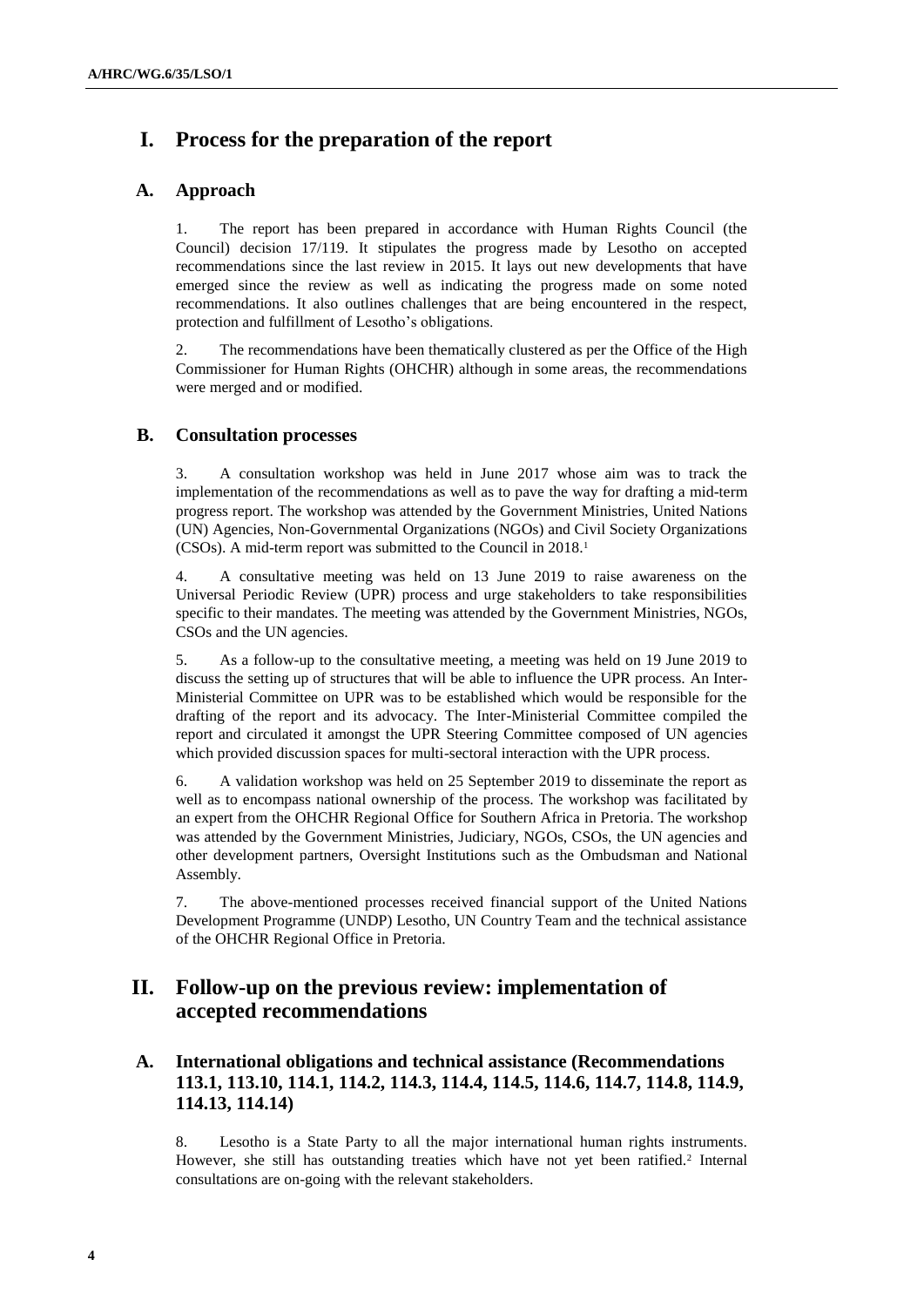# I. Process for the preparation of the report

## A. Approach

1. The report has been prepared in accordance with Human Rights Council (the Council) decision 17/119. It stipulates the progress made by Lesotho on accepted recommendations since the last review in 2015. It lays out new developments that have emerged since the review as well as indicating the progress made on some noted recommendations. It also outlines challenges that are being encountered in the respect, protection and fulfillment of Lesotho's obligations.

2. The recommendations have been thematically clustered as per the Office of the High Commissioner for Human Rights (OHCHR) although in some areas, the recommendations were merged and or modified.

## B. Consultation processes

3. A consultation workshop was held in June 2017 whose aim was to track the implementation of the recommendations as well as to pave the way for drafting a mid-term progress report. The workshop was attended by the Government Ministries, United Nations (UN) Agencies, Non-Governmental Organizations (NGOs) and Civil Society Organizations (CSOs). A mid-term report was submitted to the Council in 2018.[1]

4. A consultative meeting was held on 13 June 2019 to raise awareness on the Universal Periodic Review (UPR) process and urge stakeholders to take responsibilities specific to their mandates. The meeting was attended by the Government Ministries, NGOs, CSOs and the UN agencies.

5. As a follow-up to the consultative meeting, a meeting was held on 19 June 2019 to discuss the setting up of structures that will be able to influence the UPR process. An Inter-Ministerial Committee on UPR was to be established which would be responsible for the drafting of the report and its advocacy. The Inter-Ministerial Committee compiled the report and circulated it amongst the UPR Steering Committee composed of UN agencies which provided discussion spaces for multi-sectoral interaction with the UPR process.

6. A validation workshop was held on 25 September 2019 to disseminate the report as well as to encompass national ownership of the process. The workshop was facilitated by an expert from the OHCHR Regional Office for Southern Africa in Pretoria. The workshop was attended by the Government Ministries, Judiciary, NGOs, CSOs, the UN agencies and other development partners, Oversight Institutions such as the Ombudsman and National Assembly.

7. The above-mentioned processes received financial support of the United Nations Development Programme (UNDP) Lesotho, UN Country Team and the technical assistance of the OHCHR Regional Office in Pretoria.

# II. Follow-up on the previous review: implementation of accepted recommendations

## A. International obligations and technical assistance (Recommendations 113.1, 113.10, 114.1, 114.2, 114.3, 114.4, 114.5, 114.6, 114.7, 114.8, 114.9, 114.13, 114.14)

8. Lesotho is a State Party to all the major international human rights instruments. However, she still has outstanding treaties which have not yet been ratified.[2] Internal consultations are on-going with the relevant stakeholders.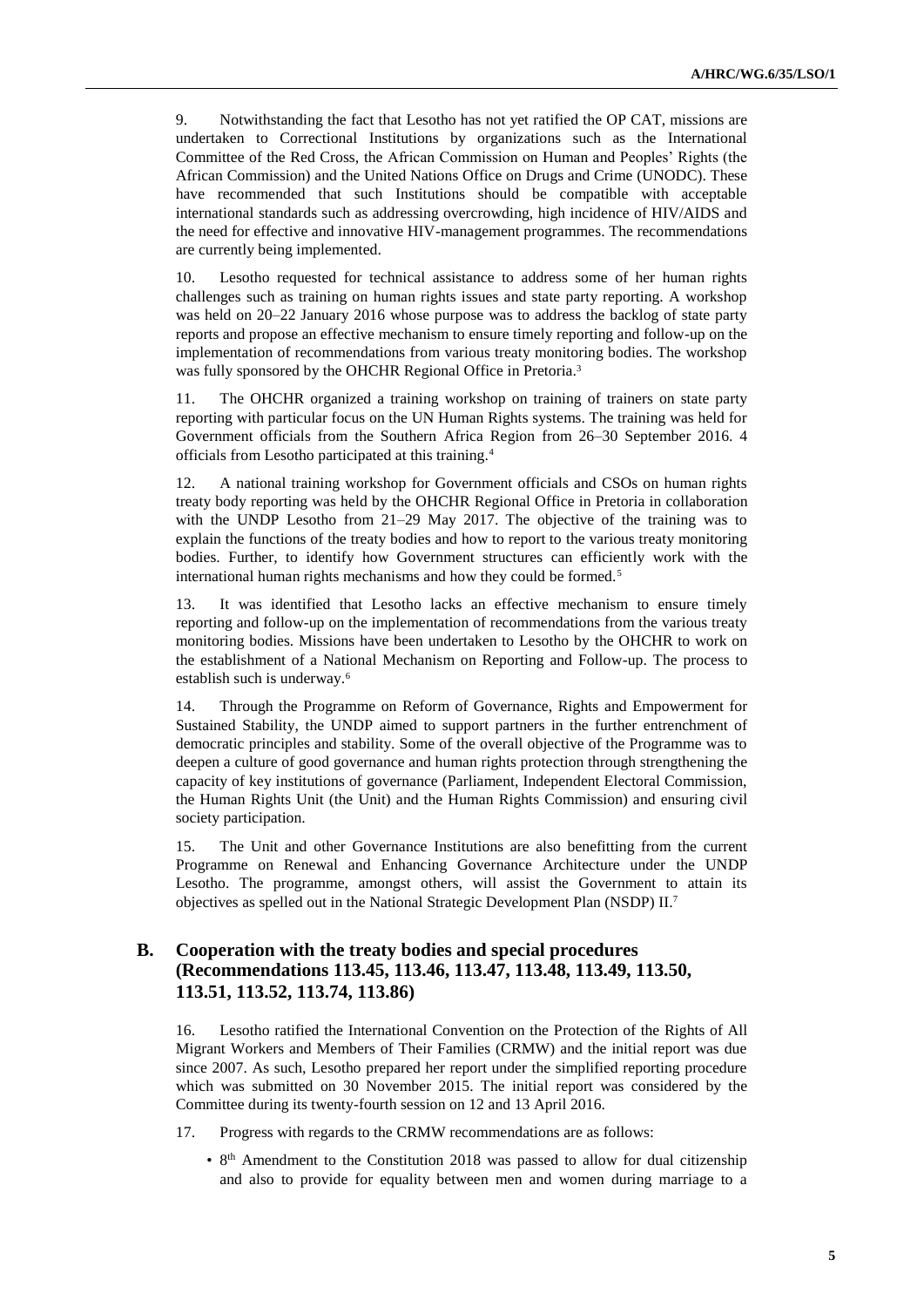9. Notwithstanding the fact that Lesotho has not yet ratified the OP CAT, missions are undertaken to Correctional Institutions by organizations such as the International Committee of the Red Cross, the African Commission on Human and Peoples' Rights (the African Commission) and the United Nations Office on Drugs and Crime (UNODC). These have recommended that such Institutions should be compatible with acceptable international standards such as addressing overcrowding, high incidence of HIV/AIDS and the need for effective and innovative HIV-management programmes. The recommendations are currently being implemented.

10. Lesotho requested for technical assistance to address some of her human rights challenges such as training on human rights issues and state party reporting. A workshop was held on 20–22 January 2016 whose purpose was to address the backlog of state party reports and propose an effective mechanism to ensure timely reporting and follow-up on the implementation of recommendations from various treaty monitoring bodies. The workshop was fully sponsored by the OHCHR Regional Office in Pretoria.[3]

11. The OHCHR organized a training workshop on training of trainers on state party reporting with particular focus on the UN Human Rights systems. The training was held for Government officials from the Southern Africa Region from 26–30 September 2016. 4 officials from Lesotho participated at this training.[4]

12. A national training workshop for Government officials and CSOs on human rights treaty body reporting was held by the OHCHR Regional Office in Pretoria in collaboration with the UNDP Lesotho from 21–29 May 2017. The objective of the training was to explain the functions of the treaty bodies and how to report to the various treaty monitoring bodies. Further, to identify how Government structures can efficiently work with the international human rights mechanisms and how they could be formed.[5]

13. It was identified that Lesotho lacks an effective mechanism to ensure timely reporting and follow-up on the implementation of recommendations from the various treaty monitoring bodies. Missions have been undertaken to Lesotho by the OHCHR to work on the establishment of a National Mechanism on Reporting and Follow-up. The process to establish such is underway.[6]

14. Through the Programme on Reform of Governance, Rights and Empowerment for Sustained Stability, the UNDP aimed to support partners in the further entrenchment of democratic principles and stability. Some of the overall objective of the Programme was to deepen a culture of good governance and human rights protection through strengthening the capacity of key institutions of governance (Parliament, Independent Electoral Commission, the Human Rights Unit (the Unit) and the Human Rights Commission) and ensuring civil society participation.

15. The Unit and other Governance Institutions are also benefitting from the current Programme on Renewal and Enhancing Governance Architecture under the UNDP Lesotho. The programme, amongst others, will assist the Government to attain its objectives as spelled out in the National Strategic Development Plan (NSDP) II.[7]

## B. Cooperation with the treaty bodies and special procedures (Recommendations 113.45, 113.46, 113.47, 113.48, 113.49, 113.50, 113.51, 113.52, 113.74, 113.86)

16. Lesotho ratified the International Convention on the Protection of the Rights of All Migrant Workers and Members of Their Families (CRMW) and the initial report was due since 2007. As such, Lesotho prepared her report under the simplified reporting procedure which was submitted on 30 November 2015. The initial report was considered by the Committee during its twenty-fourth session on 12 and 13 April 2016.

17. Progress with regards to the CRMW recommendations are as follows:

- 8th Amendment to the Constitution 2018 was passed to allow for dual citizenship and also to provide for equality between men and women during marriage to a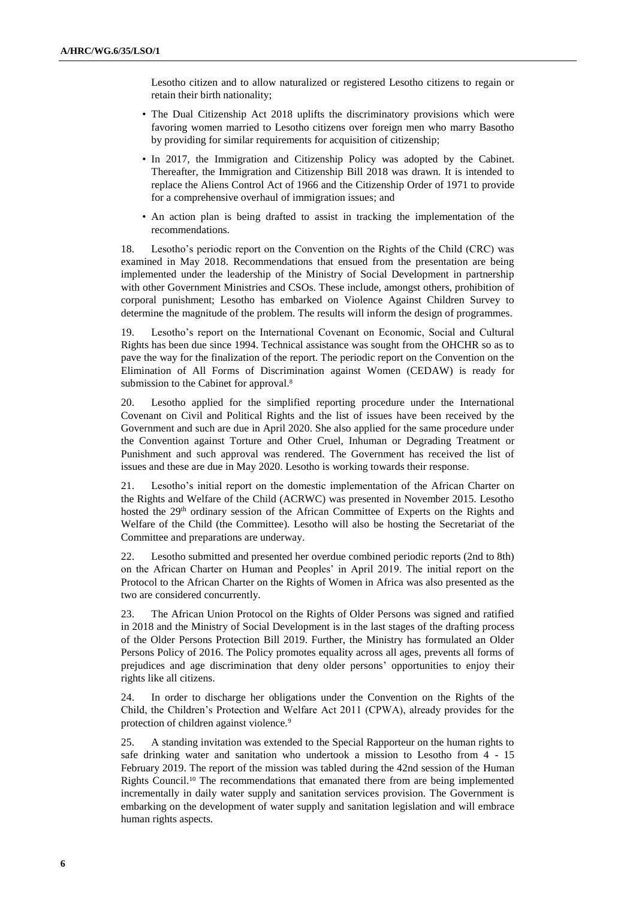Lesotho citizen and to allow naturalized or registered Lesotho citizens to regain or retain their birth nationality;

- The Dual Citizenship Act 2018 uplifts the discriminatory provisions which were favoring women married to Lesotho citizens over foreign men who marry Basotho by providing for similar requirements for acquisition of citizenship;
- In 2017, the Immigration and Citizenship Policy was adopted by the Cabinet. Thereafter, the Immigration and Citizenship Bill 2018 was drawn. It is intended to replace the Aliens Control Act of 1966 and the Citizenship Order of 1971 to provide for a comprehensive overhaul of immigration issues; and
- An action plan is being drafted to assist in tracking the implementation of the recommendations.

18. Lesotho's periodic report on the Convention on the Rights of the Child (CRC) was examined in May 2018. Recommendations that ensued from the presentation are being implemented under the leadership of the Ministry of Social Development in partnership with other Government Ministries and CSOs. These include, amongst others, prohibition of corporal punishment; Lesotho has embarked on Violence Against Children Survey to determine the magnitude of the problem. The results will inform the design of programmes.

19. Lesotho's report on the International Covenant on Economic, Social and Cultural Rights has been due since 1994. Technical assistance was sought from the OHCHR so as to pave the way for the finalization of the report. The periodic report on the Convention on the Elimination of All Forms of Discrimination against Women (CEDAW) is ready for submission to the Cabinet for approval.[8]

20. Lesotho applied for the simplified reporting procedure under the International Covenant on Civil and Political Rights and the list of issues have been received by the Government and such are due in April 2020. She also applied for the same procedure under the Convention against Torture and Other Cruel, Inhuman or Degrading Treatment or Punishment and such approval was rendered. The Government has received the list of issues and these are due in May 2020. Lesotho is working towards their response.

21. Lesotho's initial report on the domestic implementation of the African Charter on the Rights and Welfare of the Child (ACRWC) was presented in November 2015. Lesotho hosted the 29th ordinary session of the African Committee of Experts on the Rights and Welfare of the Child (the Committee). Lesotho will also be hosting the Secretariat of the Committee and preparations are underway.

22. Lesotho submitted and presented her overdue combined periodic reports (2nd to 8th) on the African Charter on Human and Peoples' in April 2019. The initial report on the Protocol to the African Charter on the Rights of Women in Africa was also presented as the two are considered concurrently.

23. The African Union Protocol on the Rights of Older Persons was signed and ratified in 2018 and the Ministry of Social Development is in the last stages of the drafting process of the Older Persons Protection Bill 2019. Further, the Ministry has formulated an Older Persons Policy of 2016. The Policy promotes equality across all ages, prevents all forms of prejudices and age discrimination that deny older persons' opportunities to enjoy their rights like all citizens.

24. In order to discharge her obligations under the Convention on the Rights of the Child, the Children's Protection and Welfare Act 2011 (CPWA), already provides for the protection of children against violence.[9]

25. A standing invitation was extended to the Special Rapporteur on the human rights to safe drinking water and sanitation who undertook a mission to Lesotho from 4 - 15 February 2019. The report of the mission was tabled during the 42nd session of the Human Rights Council.[10] The recommendations that emanated there from are being implemented incrementally in daily water supply and sanitation services provision. The Government is embarking on the development of water supply and sanitation legislation and will embrace human rights aspects.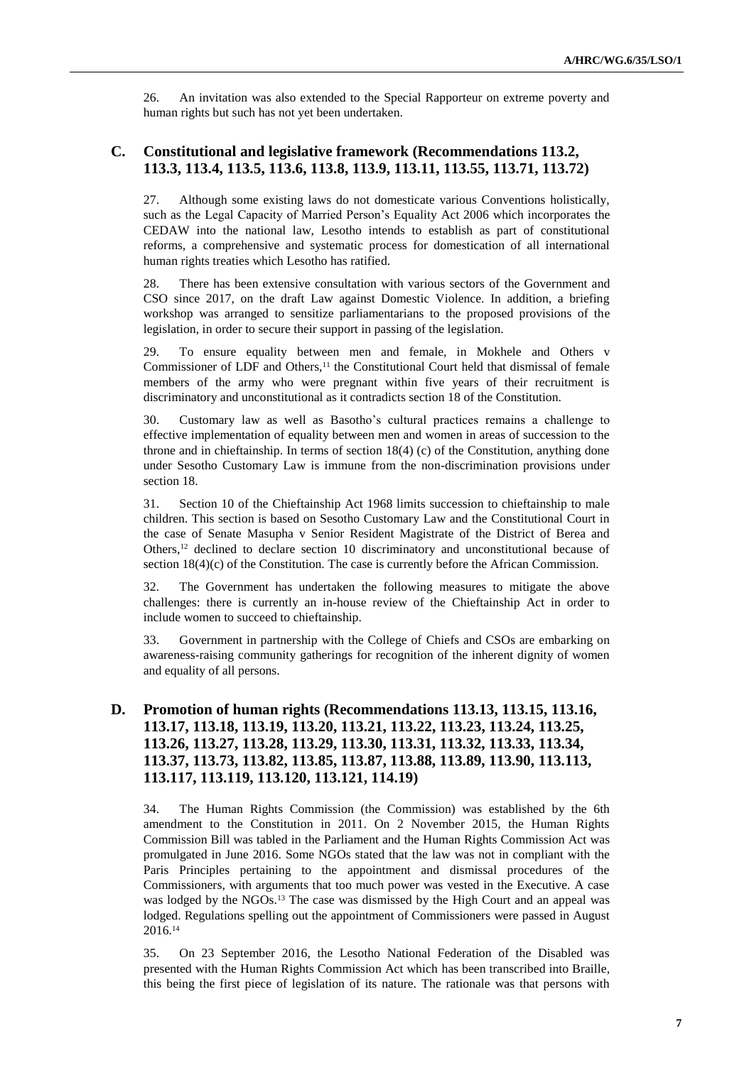26. An invitation was also extended to the Special Rapporteur on extreme poverty and human rights but such has not yet been undertaken.

## C. Constitutional and legislative framework (Recommendations 113.2, 113.3, 113.4, 113.5, 113.6, 113.8, 113.9, 113.11, 113.55, 113.71, 113.72)

27. Although some existing laws do not domesticate various Conventions holistically, such as the Legal Capacity of Married Person's Equality Act 2006 which incorporates the CEDAW into the national law, Lesotho intends to establish as part of constitutional reforms, a comprehensive and systematic process for domestication of all international human rights treaties which Lesotho has ratified.

28. There has been extensive consultation with various sectors of the Government and CSO since 2017, on the draft Law against Domestic Violence. In addition, a briefing workshop was arranged to sensitize parliamentarians to the proposed provisions of the legislation, in order to secure their support in passing of the legislation.

29. To ensure equality between men and female, in Mokhele and Others v Commissioner of LDF and Others,[11] the Constitutional Court held that dismissal of female members of the army who were pregnant within five years of their recruitment is discriminatory and unconstitutional as it contradicts section 18 of the Constitution.

30. Customary law as well as Basotho's cultural practices remains a challenge to effective implementation of equality between men and women in areas of succession to the throne and in chieftainship. In terms of section 18(4) (c) of the Constitution, anything done under Sesotho Customary Law is immune from the non-discrimination provisions under section 18.

31. Section 10 of the Chieftainship Act 1968 limits succession to chieftainship to male children. This section is based on Sesotho Customary Law and the Constitutional Court in the case of Senate Masupha v Senior Resident Magistrate of the District of Berea and Others,[12] declined to declare section 10 discriminatory and unconstitutional because of section 18(4)(c) of the Constitution. The case is currently before the African Commission.

32. The Government has undertaken the following measures to mitigate the above challenges: there is currently an in-house review of the Chieftainship Act in order to include women to succeed to chieftainship.

33. Government in partnership with the College of Chiefs and CSOs are embarking on awareness-raising community gatherings for recognition of the inherent dignity of women and equality of all persons.

## D. Promotion of human rights (Recommendations 113.13, 113.15, 113.16, 113.17, 113.18, 113.19, 113.20, 113.21, 113.22, 113.23, 113.24, 113.25, 113.26, 113.27, 113.28, 113.29, 113.30, 113.31, 113.32, 113.33, 113.34, 113.37, 113.73, 113.82, 113.85, 113.87, 113.88, 113.89, 113.90, 113.113, 113.117, 113.119, 113.120, 113.121, 114.19)

34. The Human Rights Commission (the Commission) was established by the 6th amendment to the Constitution in 2011. On 2 November 2015, the Human Rights Commission Bill was tabled in the Parliament and the Human Rights Commission Act was promulgated in June 2016. Some NGOs stated that the law was not in compliant with the Paris Principles pertaining to the appointment and dismissal procedures of the Commissioners, with arguments that too much power was vested in the Executive. A case was lodged by the NGOs.[13] The case was dismissed by the High Court and an appeal was lodged. Regulations spelling out the appointment of Commissioners were passed in August 2016.[14]

35. On 23 September 2016, the Lesotho National Federation of the Disabled was presented with the Human Rights Commission Act which has been transcribed into Braille, this being the first piece of legislation of its nature. The rationale was that persons with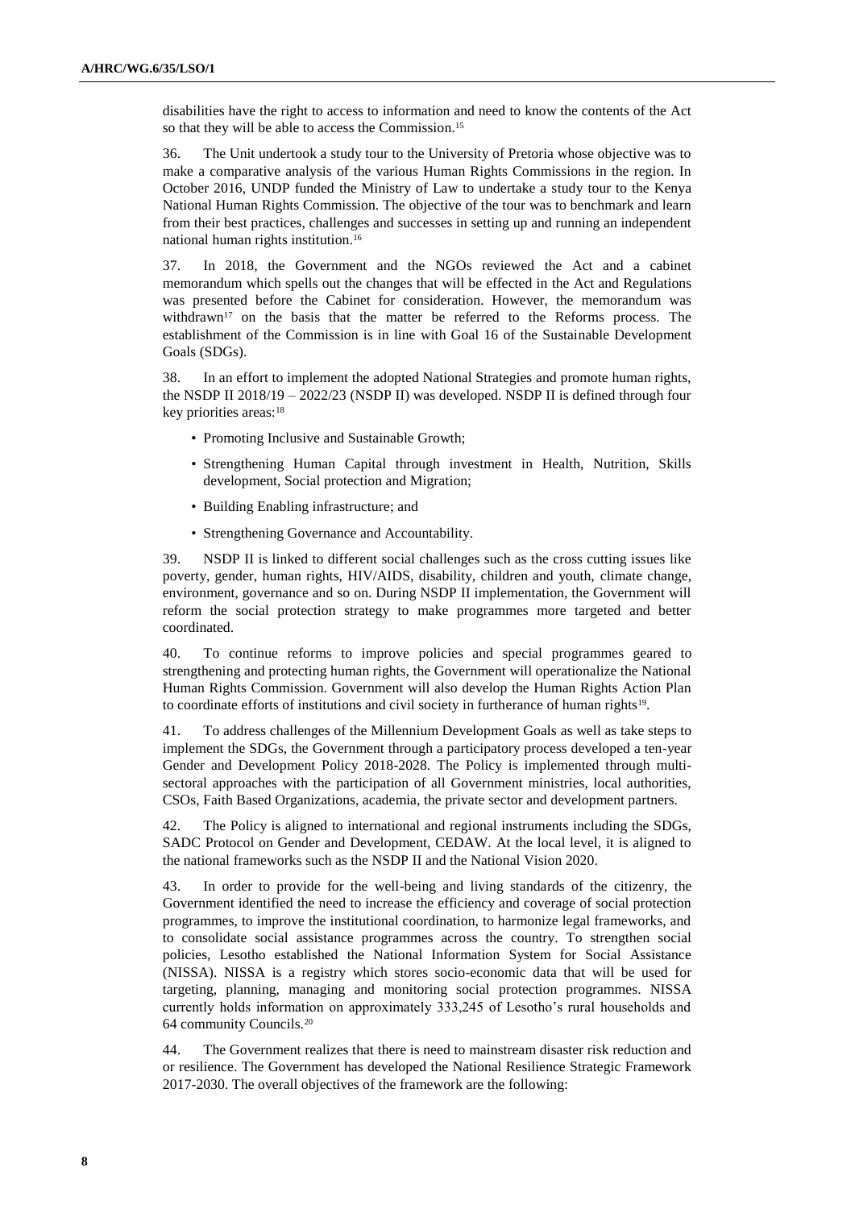disabilities have the right to access to information and need to know the contents of the Act so that they will be able to access the Commission.[15]

36. The Unit undertook a study tour to the University of Pretoria whose objective was to make a comparative analysis of the various Human Rights Commissions in the region. In October 2016, UNDP funded the Ministry of Law to undertake a study tour to the Kenya National Human Rights Commission. The objective of the tour was to benchmark and learn from their best practices, challenges and successes in setting up and running an independent national human rights institution.[16]

37. In 2018, the Government and the NGOs reviewed the Act and a cabinet memorandum which spells out the changes that will be effected in the Act and Regulations was presented before the Cabinet for consideration. However, the memorandum was withdrawn[17] on the basis that the matter be referred to the Reforms process. The establishment of the Commission is in line with Goal 16 of the Sustainable Development Goals (SDGs).

38. In an effort to implement the adopted National Strategies and promote human rights, the NSDP II 2018/19 – 2022/23 (NSDP II) was developed. NSDP II is defined through four key priorities areas:[18]

- Promoting Inclusive and Sustainable Growth;
- Strengthening Human Capital through investment in Health, Nutrition, Skills development, Social protection and Migration;
- Building Enabling infrastructure; and
- Strengthening Governance and Accountability.

39. NSDP II is linked to different social challenges such as the cross cutting issues like poverty, gender, human rights, HIV/AIDS, disability, children and youth, climate change, environment, governance and so on. During NSDP II implementation, the Government will reform the social protection strategy to make programmes more targeted and better coordinated.

40. To continue reforms to improve policies and special programmes geared to strengthening and protecting human rights, the Government will operationalize the National Human Rights Commission. Government will also develop the Human Rights Action Plan to coordinate efforts of institutions and civil society in furtherance of human rights[19].

41. To address challenges of the Millennium Development Goals as well as take steps to implement the SDGs, the Government through a participatory process developed a ten-year Gender and Development Policy 2018-2028. The Policy is implemented through multi-sectoral approaches with the participation of all Government ministries, local authorities, CSOs, Faith Based Organizations, academia, the private sector and development partners.

42. The Policy is aligned to international and regional instruments including the SDGs, SADC Protocol on Gender and Development, CEDAW. At the local level, it is aligned to the national frameworks such as the NSDP II and the National Vision 2020.

43. In order to provide for the well-being and living standards of the citizenry, the Government identified the need to increase the efficiency and coverage of social protection programmes, to improve the institutional coordination, to harmonize legal frameworks, and to consolidate social assistance programmes across the country. To strengthen social policies, Lesotho established the National Information System for Social Assistance (NISSA). NISSA is a registry which stores socio-economic data that will be used for targeting, planning, managing and monitoring social protection programmes. NISSA currently holds information on approximately 333,245 of Lesotho's rural households and 64 community Councils.[20]

44. The Government realizes that there is need to mainstream disaster risk reduction and or resilience. The Government has developed the National Resilience Strategic Framework 2017-2030. The overall objectives of the framework are the following: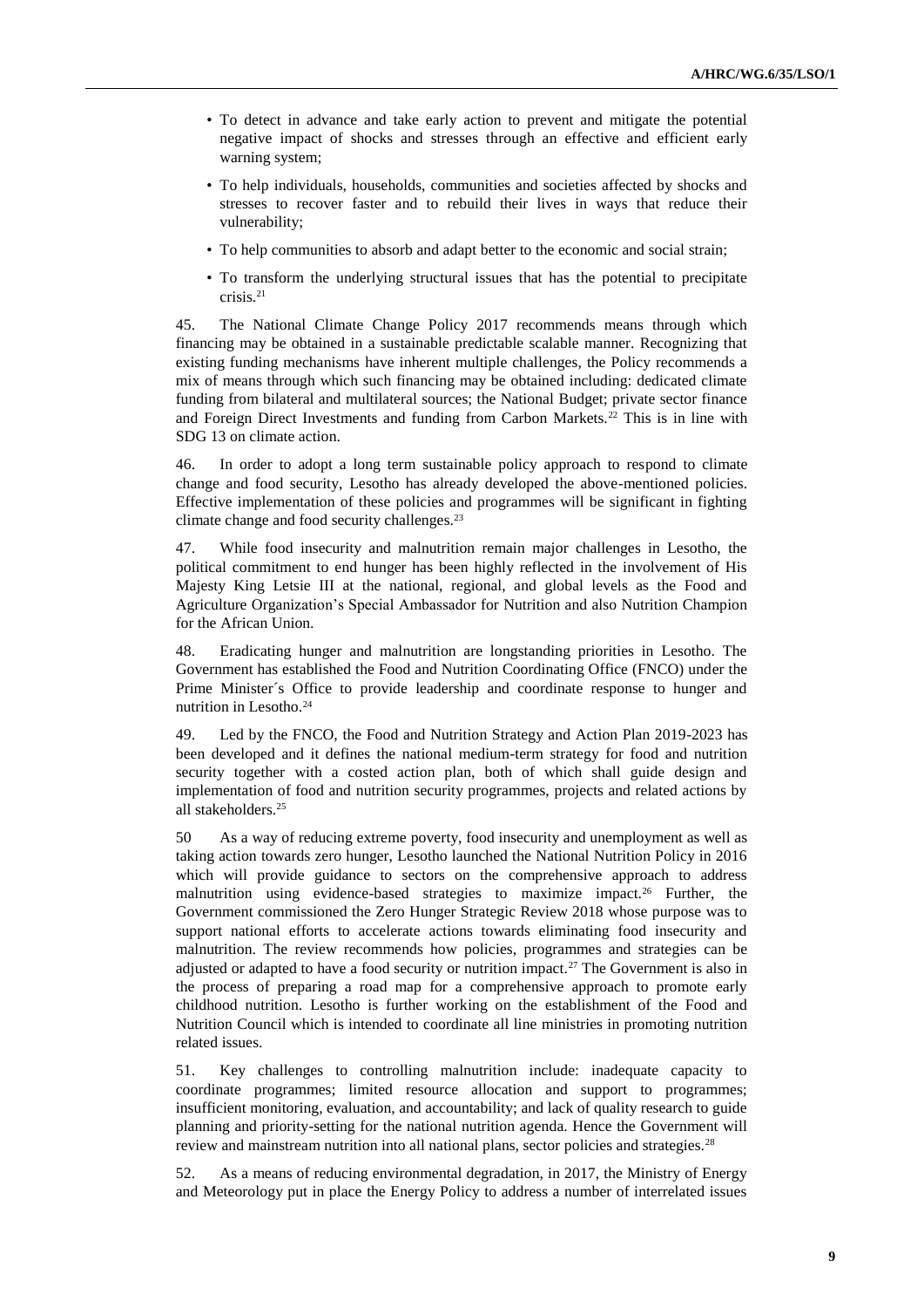- To detect in advance and take early action to prevent and mitigate the potential negative impact of shocks and stresses through an effective and efficient early warning system;
- To help individuals, households, communities and societies affected by shocks and stresses to recover faster and to rebuild their lives in ways that reduce their vulnerability;
- To help communities to absorb and adapt better to the economic and social strain;
- To transform the underlying structural issues that has the potential to precipitate crisis.[21]

45. The National Climate Change Policy 2017 recommends means through which financing may be obtained in a sustainable predictable scalable manner. Recognizing that existing funding mechanisms have inherent multiple challenges, the Policy recommends a mix of means through which such financing may be obtained including: dedicated climate funding from bilateral and multilateral sources; the National Budget; private sector finance and Foreign Direct Investments and funding from Carbon Markets.[22] This is in line with SDG 13 on climate action.

46. In order to adopt a long term sustainable policy approach to respond to climate change and food security, Lesotho has already developed the above-mentioned policies. Effective implementation of these policies and programmes will be significant in fighting climate change and food security challenges.[23]

47. While food insecurity and malnutrition remain major challenges in Lesotho, the political commitment to end hunger has been highly reflected in the involvement of His Majesty King Letsie III at the national, regional, and global levels as the Food and Agriculture Organization's Special Ambassador for Nutrition and also Nutrition Champion for the African Union.

48. Eradicating hunger and malnutrition are longstanding priorities in Lesotho. The Government has established the Food and Nutrition Coordinating Office (FNCO) under the Prime Minister´s Office to provide leadership and coordinate response to hunger and nutrition in Lesotho.[24]

49. Led by the FNCO, the Food and Nutrition Strategy and Action Plan 2019-2023 has been developed and it defines the national medium-term strategy for food and nutrition security together with a costed action plan, both of which shall guide design and implementation of food and nutrition security programmes, projects and related actions by all stakeholders.[25]

50 As a way of reducing extreme poverty, food insecurity and unemployment as well as taking action towards zero hunger, Lesotho launched the National Nutrition Policy in 2016 which will provide guidance to sectors on the comprehensive approach to address malnutrition using evidence-based strategies to maximize impact.[26] Further, the Government commissioned the Zero Hunger Strategic Review 2018 whose purpose was to support national efforts to accelerate actions towards eliminating food insecurity and malnutrition. The review recommends how policies, programmes and strategies can be adjusted or adapted to have a food security or nutrition impact.[27] The Government is also in the process of preparing a road map for a comprehensive approach to promote early childhood nutrition. Lesotho is further working on the establishment of the Food and Nutrition Council which is intended to coordinate all line ministries in promoting nutrition related issues.

51. Key challenges to controlling malnutrition include: inadequate capacity to coordinate programmes; limited resource allocation and support to programmes; insufficient monitoring, evaluation, and accountability; and lack of quality research to guide planning and priority-setting for the national nutrition agenda. Hence the Government will review and mainstream nutrition into all national plans, sector policies and strategies.[28]

52. As a means of reducing environmental degradation, in 2017, the Ministry of Energy and Meteorology put in place the Energy Policy to address a number of interrelated issues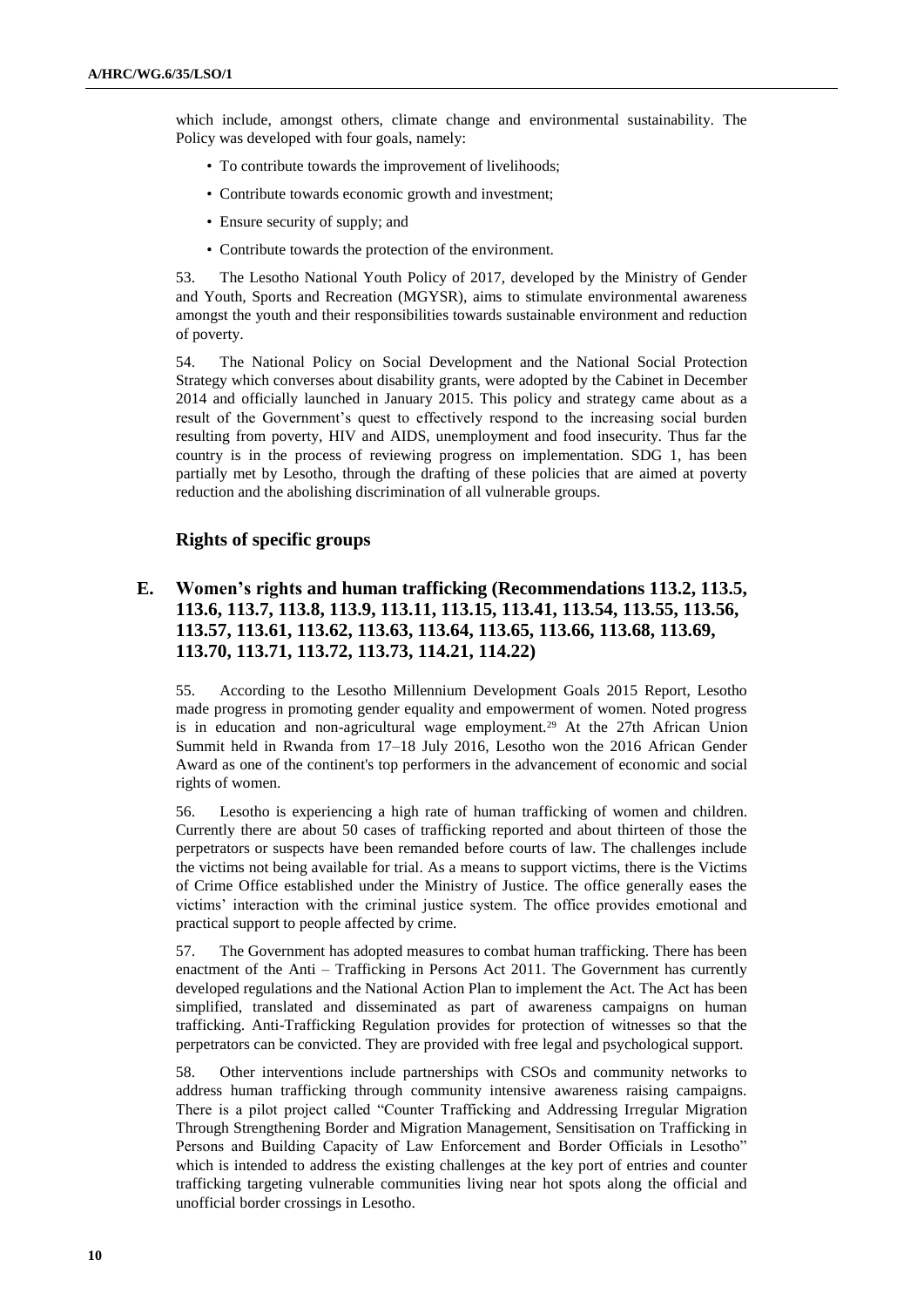which include, amongst others, climate change and environmental sustainability. The Policy was developed with four goals, namely:

- To contribute towards the improvement of livelihoods;
- Contribute towards economic growth and investment;
- Ensure security of supply; and
- Contribute towards the protection of the environment.

53. The Lesotho National Youth Policy of 2017, developed by the Ministry of Gender and Youth, Sports and Recreation (MGYSR), aims to stimulate environmental awareness amongst the youth and their responsibilities towards sustainable environment and reduction of poverty.

54. The National Policy on Social Development and the National Social Protection Strategy which converses about disability grants, were adopted by the Cabinet in December 2014 and officially launched in January 2015. This policy and strategy came about as a result of the Government's quest to effectively respond to the increasing social burden resulting from poverty, HIV and AIDS, unemployment and food insecurity. Thus far the country is in the process of reviewing progress on implementation. SDG 1, has been partially met by Lesotho, through the drafting of these policies that are aimed at poverty reduction and the abolishing discrimination of all vulnerable groups.

### Rights of specific groups

## E. Women's rights and human trafficking (Recommendations 113.2, 113.5, 113.6, 113.7, 113.8, 113.9, 113.11, 113.15, 113.41, 113.54, 113.55, 113.56, 113.57, 113.61, 113.62, 113.63, 113.64, 113.65, 113.66, 113.68, 113.69, 113.70, 113.71, 113.72, 113.73, 114.21, 114.22)

55. According to the Lesotho Millennium Development Goals 2015 Report, Lesotho made progress in promoting gender equality and empowerment of women. Noted progress is in education and non-agricultural wage employment.[29] At the 27th African Union Summit held in Rwanda from 17–18 July 2016, Lesotho won the 2016 African Gender Award as one of the continent's top performers in the advancement of economic and social rights of women.

56. Lesotho is experiencing a high rate of human trafficking of women and children. Currently there are about 50 cases of trafficking reported and about thirteen of those the perpetrators or suspects have been remanded before courts of law. The challenges include the victims not being available for trial. As a means to support victims, there is the Victims of Crime Office established under the Ministry of Justice. The office generally eases the victims' interaction with the criminal justice system. The office provides emotional and practical support to people affected by crime.

57. The Government has adopted measures to combat human trafficking. There has been enactment of the Anti – Trafficking in Persons Act 2011. The Government has currently developed regulations and the National Action Plan to implement the Act. The Act has been simplified, translated and disseminated as part of awareness campaigns on human trafficking. Anti-Trafficking Regulation provides for protection of witnesses so that the perpetrators can be convicted. They are provided with free legal and psychological support.

58. Other interventions include partnerships with CSOs and community networks to address human trafficking through community intensive awareness raising campaigns. There is a pilot project called "Counter Trafficking and Addressing Irregular Migration Through Strengthening Border and Migration Management, Sensitisation on Trafficking in Persons and Building Capacity of Law Enforcement and Border Officials in Lesotho" which is intended to address the existing challenges at the key port of entries and counter trafficking targeting vulnerable communities living near hot spots along the official and unofficial border crossings in Lesotho.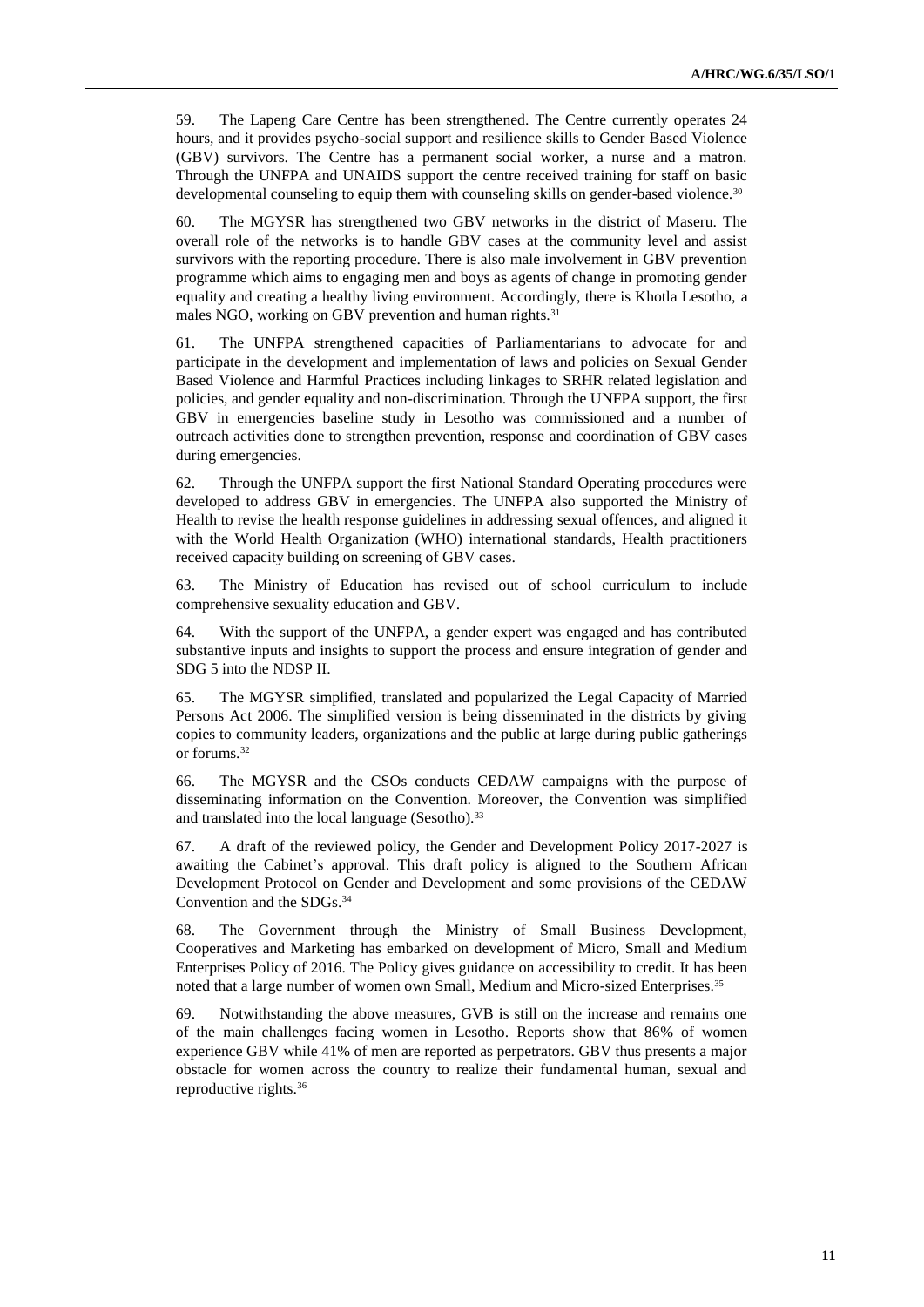59. The Lapeng Care Centre has been strengthened. The Centre currently operates 24 hours, and it provides psycho-social support and resilience skills to Gender Based Violence (GBV) survivors. The Centre has a permanent social worker, a nurse and a matron. Through the UNFPA and UNAIDS support the centre received training for staff on basic developmental counseling to equip them with counseling skills on gender-based violence.[30]

60. The MGYSR has strengthened two GBV networks in the district of Maseru. The overall role of the networks is to handle GBV cases at the community level and assist survivors with the reporting procedure. There is also male involvement in GBV prevention programme which aims to engaging men and boys as agents of change in promoting gender equality and creating a healthy living environment. Accordingly, there is Khotla Lesotho, a males NGO, working on GBV prevention and human rights.[31]

61. The UNFPA strengthened capacities of Parliamentarians to advocate for and participate in the development and implementation of laws and policies on Sexual Gender Based Violence and Harmful Practices including linkages to SRHR related legislation and policies, and gender equality and non-discrimination. Through the UNFPA support, the first GBV in emergencies baseline study in Lesotho was commissioned and a number of outreach activities done to strengthen prevention, response and coordination of GBV cases during emergencies.

62. Through the UNFPA support the first National Standard Operating procedures were developed to address GBV in emergencies. The UNFPA also supported the Ministry of Health to revise the health response guidelines in addressing sexual offences, and aligned it with the World Health Organization (WHO) international standards, Health practitioners received capacity building on screening of GBV cases.

63. The Ministry of Education has revised out of school curriculum to include comprehensive sexuality education and GBV.

64. With the support of the UNFPA, a gender expert was engaged and has contributed substantive inputs and insights to support the process and ensure integration of gender and SDG 5 into the NDSP II.

65. The MGYSR simplified, translated and popularized the Legal Capacity of Married Persons Act 2006. The simplified version is being disseminated in the districts by giving copies to community leaders, organizations and the public at large during public gatherings or forums.[32]

66. The MGYSR and the CSOs conducts CEDAW campaigns with the purpose of disseminating information on the Convention. Moreover, the Convention was simplified and translated into the local language (Sesotho).[33]

67. A draft of the reviewed policy, the Gender and Development Policy 2017-2027 is awaiting the Cabinet's approval. This draft policy is aligned to the Southern African Development Protocol on Gender and Development and some provisions of the CEDAW Convention and the SDGs.[34]

68. The Government through the Ministry of Small Business Development, Cooperatives and Marketing has embarked on development of Micro, Small and Medium Enterprises Policy of 2016. The Policy gives guidance on accessibility to credit. It has been noted that a large number of women own Small, Medium and Micro-sized Enterprises.[35]

69. Notwithstanding the above measures, GVB is still on the increase and remains one of the main challenges facing women in Lesotho. Reports show that 86% of women experience GBV while 41% of men are reported as perpetrators. GBV thus presents a major obstacle for women across the country to realize their fundamental human, sexual and reproductive rights.[36]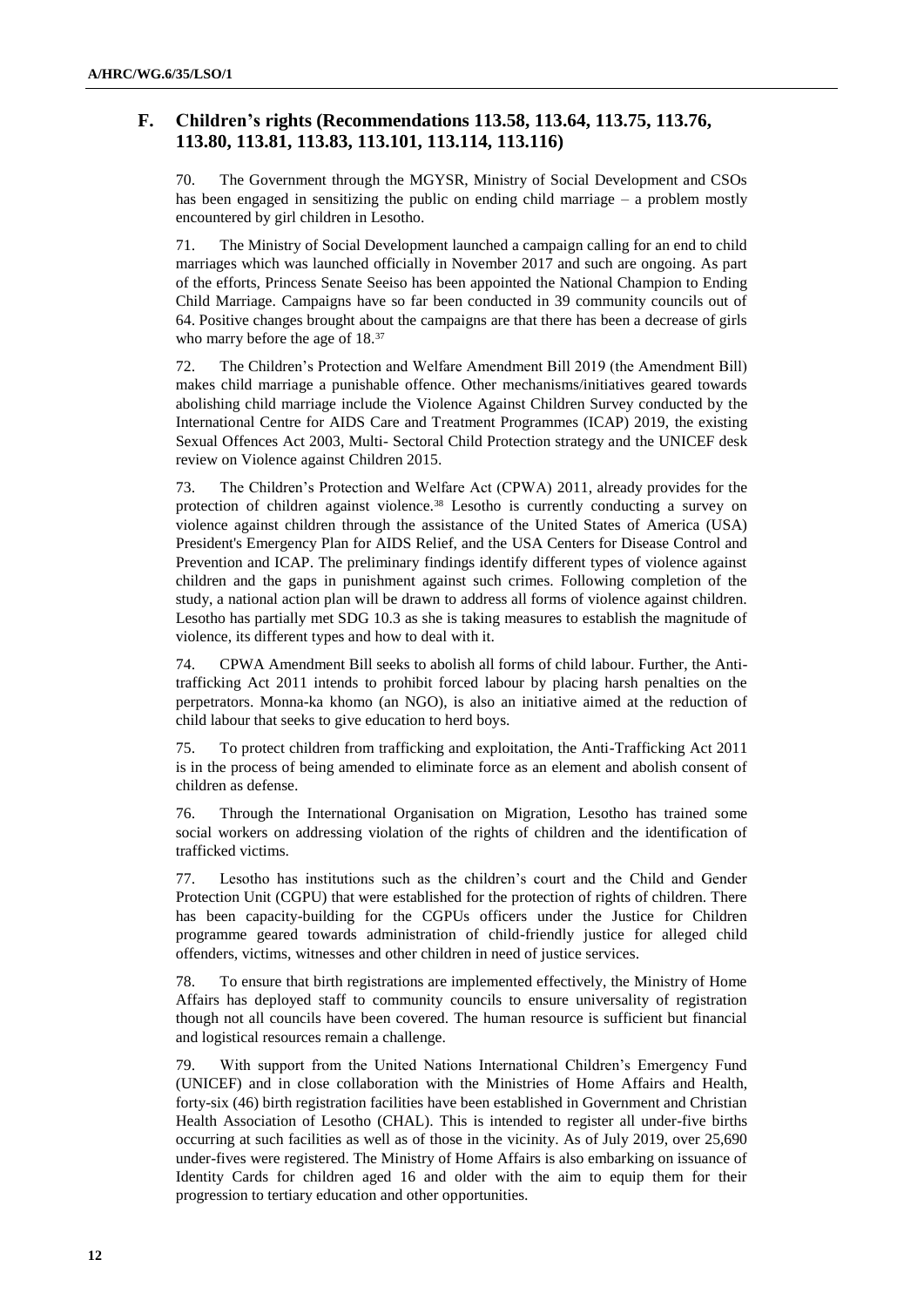## F. Children's rights (Recommendations 113.58, 113.64, 113.75, 113.76, 113.80, 113.81, 113.83, 113.101, 113.114, 113.116)

70. The Government through the MGYSR, Ministry of Social Development and CSOs has been engaged in sensitizing the public on ending child marriage – a problem mostly encountered by girl children in Lesotho.

71. The Ministry of Social Development launched a campaign calling for an end to child marriages which was launched officially in November 2017 and such are ongoing. As part of the efforts, Princess Senate Seeiso has been appointed the National Champion to Ending Child Marriage. Campaigns have so far been conducted in 39 community councils out of 64. Positive changes brought about the campaigns are that there has been a decrease of girls who marry before the age of 18.[37]

72. The Children's Protection and Welfare Amendment Bill 2019 (the Amendment Bill) makes child marriage a punishable offence. Other mechanisms/initiatives geared towards abolishing child marriage include the Violence Against Children Survey conducted by the International Centre for AIDS Care and Treatment Programmes (ICAP) 2019, the existing Sexual Offences Act 2003, Multi- Sectoral Child Protection strategy and the UNICEF desk review on Violence against Children 2015.

73. The Children's Protection and Welfare Act (CPWA) 2011, already provides for the protection of children against violence.[38] Lesotho is currently conducting a survey on violence against children through the assistance of the United States of America (USA) President's Emergency Plan for AIDS Relief, and the USA Centers for Disease Control and Prevention and ICAP. The preliminary findings identify different types of violence against children and the gaps in punishment against such crimes. Following completion of the study, a national action plan will be drawn to address all forms of violence against children. Lesotho has partially met SDG 10.3 as she is taking measures to establish the magnitude of violence, its different types and how to deal with it.

74. CPWA Amendment Bill seeks to abolish all forms of child labour. Further, the Anti-trafficking Act 2011 intends to prohibit forced labour by placing harsh penalties on the perpetrators. Monna-ka khomo (an NGO), is also an initiative aimed at the reduction of child labour that seeks to give education to herd boys.

75. To protect children from trafficking and exploitation, the Anti-Trafficking Act 2011 is in the process of being amended to eliminate force as an element and abolish consent of children as defense.

76. Through the International Organisation on Migration, Lesotho has trained some social workers on addressing violation of the rights of children and the identification of trafficked victims.

77. Lesotho has institutions such as the children's court and the Child and Gender Protection Unit (CGPU) that were established for the protection of rights of children. There has been capacity-building for the CGPUs officers under the Justice for Children programme geared towards administration of child-friendly justice for alleged child offenders, victims, witnesses and other children in need of justice services.

78. To ensure that birth registrations are implemented effectively, the Ministry of Home Affairs has deployed staff to community councils to ensure universality of registration though not all councils have been covered. The human resource is sufficient but financial and logistical resources remain a challenge.

79. With support from the United Nations International Children's Emergency Fund (UNICEF) and in close collaboration with the Ministries of Home Affairs and Health, forty-six (46) birth registration facilities have been established in Government and Christian Health Association of Lesotho (CHAL). This is intended to register all under-five births occurring at such facilities as well as of those in the vicinity. As of July 2019, over 25,690 under-fives were registered. The Ministry of Home Affairs is also embarking on issuance of Identity Cards for children aged 16 and older with the aim to equip them for their progression to tertiary education and other opportunities.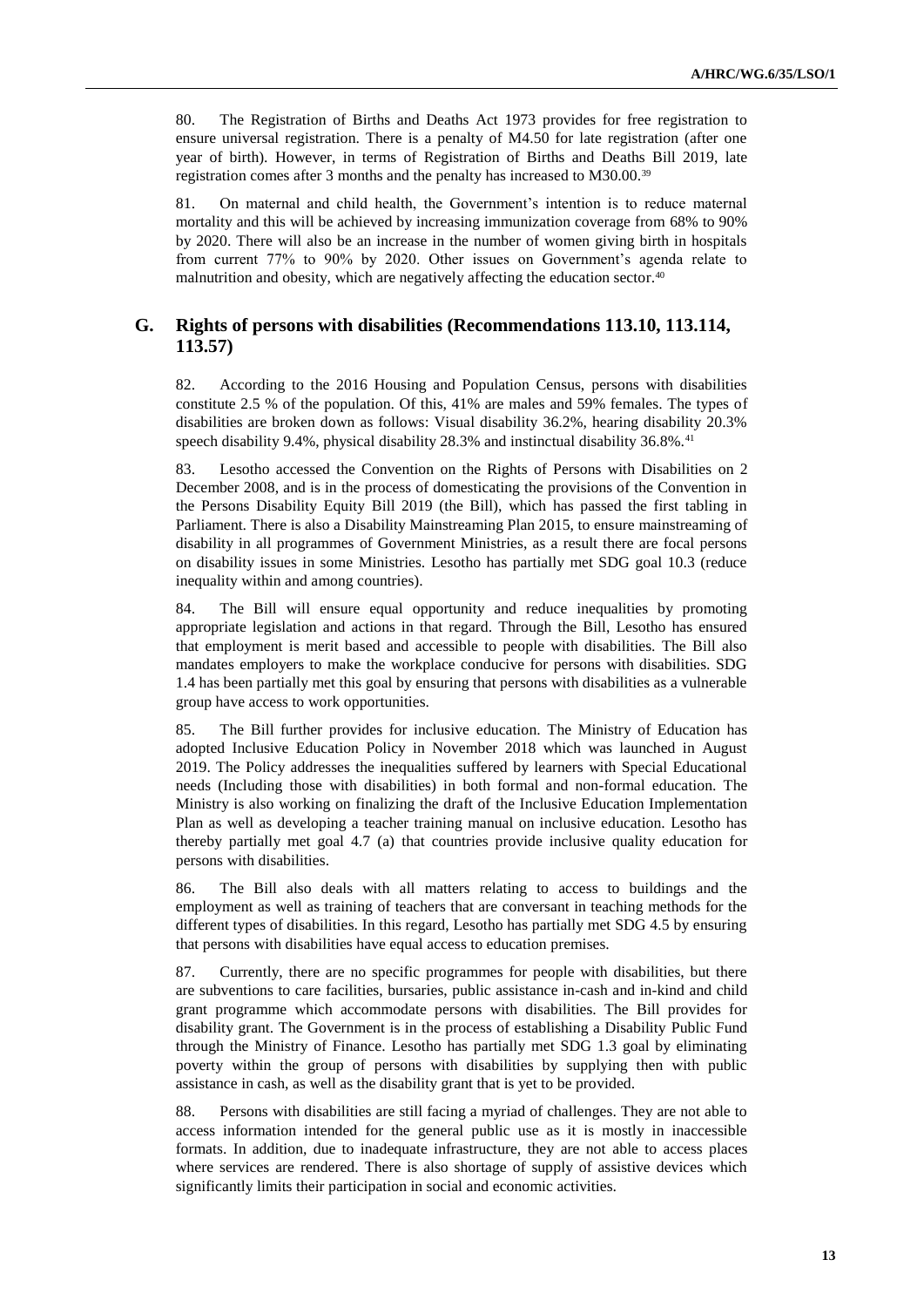80. The Registration of Births and Deaths Act 1973 provides for free registration to ensure universal registration. There is a penalty of M4.50 for late registration (after one year of birth). However, in terms of Registration of Births and Deaths Bill 2019, late registration comes after 3 months and the penalty has increased to M30.00.[39]

81. On maternal and child health, the Government's intention is to reduce maternal mortality and this will be achieved by increasing immunization coverage from 68% to 90% by 2020. There will also be an increase in the number of women giving birth in hospitals from current 77% to 90% by 2020. Other issues on Government's agenda relate to malnutrition and obesity, which are negatively affecting the education sector.[40]

## G. Rights of persons with disabilities (Recommendations 113.10, 113.114, 113.57)

82. According to the 2016 Housing and Population Census, persons with disabilities constitute 2.5 % of the population. Of this, 41% are males and 59% females. The types of disabilities are broken down as follows: Visual disability 36.2%, hearing disability 20.3% speech disability 9.4%, physical disability 28.3% and instinctual disability 36.8%.[41]

83. Lesotho accessed the Convention on the Rights of Persons with Disabilities on 2 December 2008, and is in the process of domesticating the provisions of the Convention in the Persons Disability Equity Bill 2019 (the Bill), which has passed the first tabling in Parliament. There is also a Disability Mainstreaming Plan 2015, to ensure mainstreaming of disability in all programmes of Government Ministries, as a result there are focal persons on disability issues in some Ministries. Lesotho has partially met SDG goal 10.3 (reduce inequality within and among countries).

84. The Bill will ensure equal opportunity and reduce inequalities by promoting appropriate legislation and actions in that regard. Through the Bill, Lesotho has ensured that employment is merit based and accessible to people with disabilities. The Bill also mandates employers to make the workplace conducive for persons with disabilities. SDG 1.4 has been partially met this goal by ensuring that persons with disabilities as a vulnerable group have access to work opportunities.

85. The Bill further provides for inclusive education. The Ministry of Education has adopted Inclusive Education Policy in November 2018 which was launched in August 2019. The Policy addresses the inequalities suffered by learners with Special Educational needs (Including those with disabilities) in both formal and non-formal education. The Ministry is also working on finalizing the draft of the Inclusive Education Implementation Plan as well as developing a teacher training manual on inclusive education. Lesotho has thereby partially met goal 4.7 (a) that countries provide inclusive quality education for persons with disabilities.

86. The Bill also deals with all matters relating to access to buildings and the employment as well as training of teachers that are conversant in teaching methods for the different types of disabilities. In this regard, Lesotho has partially met SDG 4.5 by ensuring that persons with disabilities have equal access to education premises.

87. Currently, there are no specific programmes for people with disabilities, but there are subventions to care facilities, bursaries, public assistance in-cash and in-kind and child grant programme which accommodate persons with disabilities. The Bill provides for disability grant. The Government is in the process of establishing a Disability Public Fund through the Ministry of Finance. Lesotho has partially met SDG 1.3 goal by eliminating poverty within the group of persons with disabilities by supplying then with public assistance in cash, as well as the disability grant that is yet to be provided.

88. Persons with disabilities are still facing a myriad of challenges. They are not able to access information intended for the general public use as it is mostly in inaccessible formats. In addition, due to inadequate infrastructure, they are not able to access places where services are rendered. There is also shortage of supply of assistive devices which significantly limits their participation in social and economic activities.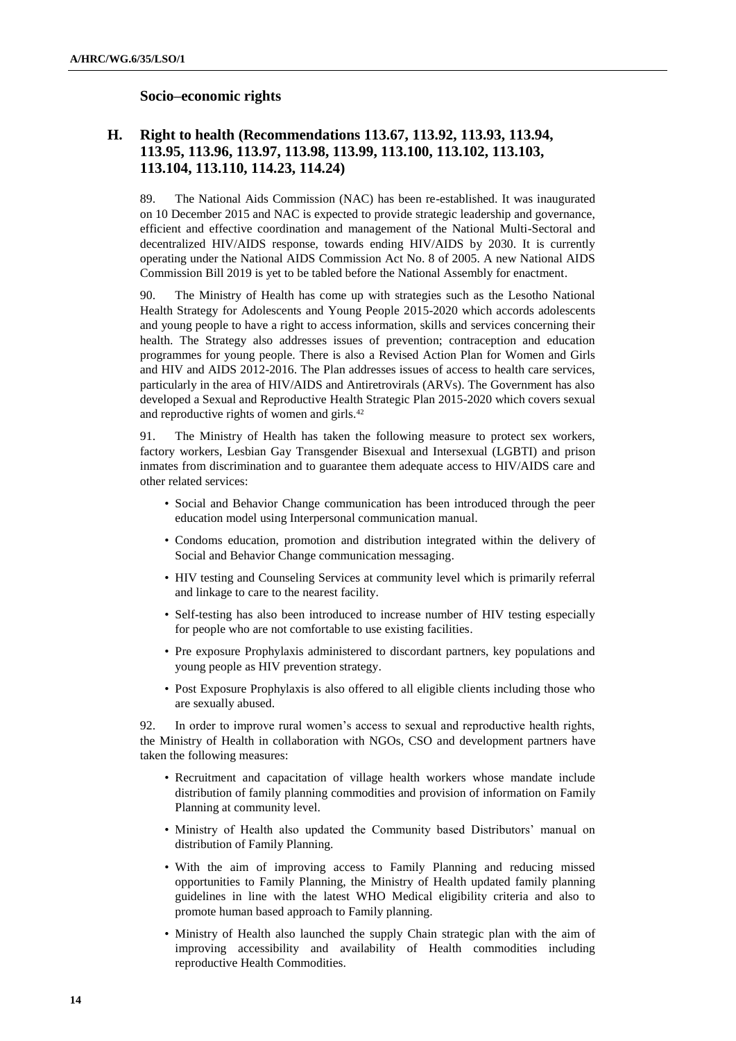### Socio–economic rights

## H. Right to health (Recommendations 113.67, 113.92, 113.93, 113.94, 113.95, 113.96, 113.97, 113.98, 113.99, 113.100, 113.102, 113.103, 113.104, 113.110, 114.23, 114.24)

89. The National Aids Commission (NAC) has been re-established. It was inaugurated on 10 December 2015 and NAC is expected to provide strategic leadership and governance, efficient and effective coordination and management of the National Multi-Sectoral and decentralized HIV/AIDS response, towards ending HIV/AIDS by 2030. It is currently operating under the National AIDS Commission Act No. 8 of 2005. A new National AIDS Commission Bill 2019 is yet to be tabled before the National Assembly for enactment.

90. The Ministry of Health has come up with strategies such as the Lesotho National Health Strategy for Adolescents and Young People 2015-2020 which accords adolescents and young people to have a right to access information, skills and services concerning their health. The Strategy also addresses issues of prevention; contraception and education programmes for young people. There is also a Revised Action Plan for Women and Girls and HIV and AIDS 2012-2016. The Plan addresses issues of access to health care services, particularly in the area of HIV/AIDS and Antiretrovirals (ARVs). The Government has also developed a Sexual and Reproductive Health Strategic Plan 2015-2020 which covers sexual and reproductive rights of women and girls.[42]

91. The Ministry of Health has taken the following measure to protect sex workers, factory workers, Lesbian Gay Transgender Bisexual and Intersexual (LGBTI) and prison inmates from discrimination and to guarantee them adequate access to HIV/AIDS care and other related services:

- Social and Behavior Change communication has been introduced through the peer education model using Interpersonal communication manual.
- Condoms education, promotion and distribution integrated within the delivery of Social and Behavior Change communication messaging.
- HIV testing and Counseling Services at community level which is primarily referral and linkage to care to the nearest facility.
- Self-testing has also been introduced to increase number of HIV testing especially for people who are not comfortable to use existing facilities.
- Pre exposure Prophylaxis administered to discordant partners, key populations and young people as HIV prevention strategy.
- Post Exposure Prophylaxis is also offered to all eligible clients including those who are sexually abused.

92. In order to improve rural women's access to sexual and reproductive health rights, the Ministry of Health in collaboration with NGOs, CSO and development partners have taken the following measures:

- Recruitment and capacitation of village health workers whose mandate include distribution of family planning commodities and provision of information on Family Planning at community level.
- Ministry of Health also updated the Community based Distributors' manual on distribution of Family Planning.
- With the aim of improving access to Family Planning and reducing missed opportunities to Family Planning, the Ministry of Health updated family planning guidelines in line with the latest WHO Medical eligibility criteria and also to promote human based approach to Family planning.
- Ministry of Health also launched the supply Chain strategic plan with the aim of improving accessibility and availability of Health commodities including reproductive Health Commodities.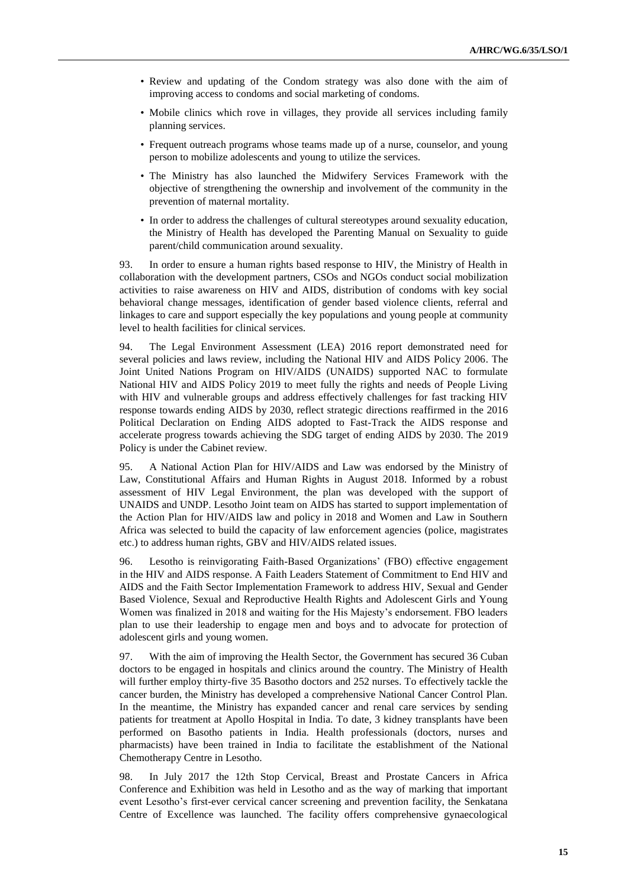- Review and updating of the Condom strategy was also done with the aim of improving access to condoms and social marketing of condoms.
- Mobile clinics which rove in villages, they provide all services including family planning services.
- Frequent outreach programs whose teams made up of a nurse, counselor, and young person to mobilize adolescents and young to utilize the services.
- The Ministry has also launched the Midwifery Services Framework with the objective of strengthening the ownership and involvement of the community in the prevention of maternal mortality.
- In order to address the challenges of cultural stereotypes around sexuality education, the Ministry of Health has developed the Parenting Manual on Sexuality to guide parent/child communication around sexuality.

93. In order to ensure a human rights based response to HIV, the Ministry of Health in collaboration with the development partners, CSOs and NGOs conduct social mobilization activities to raise awareness on HIV and AIDS, distribution of condoms with key social behavioral change messages, identification of gender based violence clients, referral and linkages to care and support especially the key populations and young people at community level to health facilities for clinical services.

94. The Legal Environment Assessment (LEA) 2016 report demonstrated need for several policies and laws review, including the National HIV and AIDS Policy 2006. The Joint United Nations Program on HIV/AIDS (UNAIDS) supported NAC to formulate National HIV and AIDS Policy 2019 to meet fully the rights and needs of People Living with HIV and vulnerable groups and address effectively challenges for fast tracking HIV response towards ending AIDS by 2030, reflect strategic directions reaffirmed in the 2016 Political Declaration on Ending AIDS adopted to Fast-Track the AIDS response and accelerate progress towards achieving the SDG target of ending AIDS by 2030. The 2019 Policy is under the Cabinet review.

95. A National Action Plan for HIV/AIDS and Law was endorsed by the Ministry of Law, Constitutional Affairs and Human Rights in August 2018. Informed by a robust assessment of HIV Legal Environment, the plan was developed with the support of UNAIDS and UNDP. Lesotho Joint team on AIDS has started to support implementation of the Action Plan for HIV/AIDS law and policy in 2018 and Women and Law in Southern Africa was selected to build the capacity of law enforcement agencies (police, magistrates etc.) to address human rights, GBV and HIV/AIDS related issues.

96. Lesotho is reinvigorating Faith-Based Organizations' (FBO) effective engagement in the HIV and AIDS response. A Faith Leaders Statement of Commitment to End HIV and AIDS and the Faith Sector Implementation Framework to address HIV, Sexual and Gender Based Violence, Sexual and Reproductive Health Rights and Adolescent Girls and Young Women was finalized in 2018 and waiting for the His Majesty's endorsement. FBO leaders plan to use their leadership to engage men and boys and to advocate for protection of adolescent girls and young women.

97. With the aim of improving the Health Sector, the Government has secured 36 Cuban doctors to be engaged in hospitals and clinics around the country. The Ministry of Health will further employ thirty-five 35 Basotho doctors and 252 nurses. To effectively tackle the cancer burden, the Ministry has developed a comprehensive National Cancer Control Plan. In the meantime, the Ministry has expanded cancer and renal care services by sending patients for treatment at Apollo Hospital in India. To date, 3 kidney transplants have been performed on Basotho patients in India. Health professionals (doctors, nurses and pharmacists) have been trained in India to facilitate the establishment of the National Chemotherapy Centre in Lesotho.

98. In July 2017 the 12th Stop Cervical, Breast and Prostate Cancers in Africa Conference and Exhibition was held in Lesotho and as the way of marking that important event Lesotho's first-ever cervical cancer screening and prevention facility, the Senkatana Centre of Excellence was launched. The facility offers comprehensive gynaecological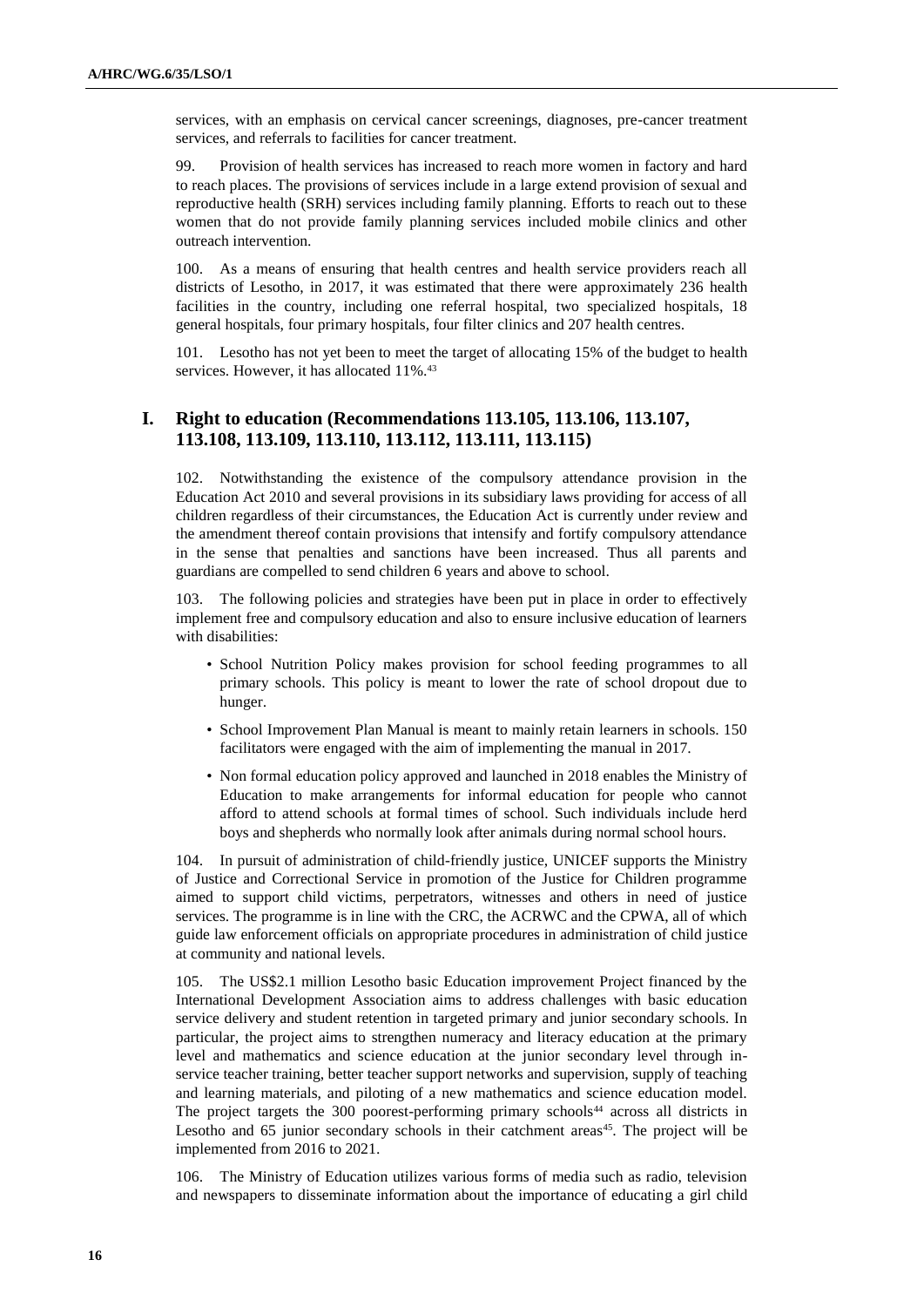services, with an emphasis on cervical cancer screenings, diagnoses, pre-cancer treatment services, and referrals to facilities for cancer treatment.

99. Provision of health services has increased to reach more women in factory and hard to reach places. The provisions of services include in a large extend provision of sexual and reproductive health (SRH) services including family planning. Efforts to reach out to these women that do not provide family planning services included mobile clinics and other outreach intervention.

100. As a means of ensuring that health centres and health service providers reach all districts of Lesotho, in 2017, it was estimated that there were approximately 236 health facilities in the country, including one referral hospital, two specialized hospitals, 18 general hospitals, four primary hospitals, four filter clinics and 207 health centres.

101. Lesotho has not yet been to meet the target of allocating 15% of the budget to health services. However, it has allocated 11%.[43]

## I. Right to education (Recommendations 113.105, 113.106, 113.107, 113.108, 113.109, 113.110, 113.112, 113.111, 113.115)

102. Notwithstanding the existence of the compulsory attendance provision in the Education Act 2010 and several provisions in its subsidiary laws providing for access of all children regardless of their circumstances, the Education Act is currently under review and the amendment thereof contain provisions that intensify and fortify compulsory attendance in the sense that penalties and sanctions have been increased. Thus all parents and guardians are compelled to send children 6 years and above to school.

103. The following policies and strategies have been put in place in order to effectively implement free and compulsory education and also to ensure inclusive education of learners with disabilities:

- School Nutrition Policy makes provision for school feeding programmes to all primary schools. This policy is meant to lower the rate of school dropout due to hunger.
- School Improvement Plan Manual is meant to mainly retain learners in schools. 150 facilitators were engaged with the aim of implementing the manual in 2017.
- Non formal education policy approved and launched in 2018 enables the Ministry of Education to make arrangements for informal education for people who cannot afford to attend schools at formal times of school. Such individuals include herd boys and shepherds who normally look after animals during normal school hours.

104. In pursuit of administration of child-friendly justice, UNICEF supports the Ministry of Justice and Correctional Service in promotion of the Justice for Children programme aimed to support child victims, perpetrators, witnesses and others in need of justice services. The programme is in line with the CRC, the ACRWC and the CPWA, all of which guide law enforcement officials on appropriate procedures in administration of child justice at community and national levels.

105. The US$2.1 million Lesotho basic Education improvement Project financed by the International Development Association aims to address challenges with basic education service delivery and student retention in targeted primary and junior secondary schools. In particular, the project aims to strengthen numeracy and literacy education at the primary level and mathematics and science education at the junior secondary level through in-service teacher training, better teacher support networks and supervision, supply of teaching and learning materials, and piloting of a new mathematics and science education model. The project targets the 300 poorest-performing primary schools[44] across all districts in Lesotho and 65 junior secondary schools in their catchment areas[45]. The project will be implemented from 2016 to 2021.

106. The Ministry of Education utilizes various forms of media such as radio, television and newspapers to disseminate information about the importance of educating a girl child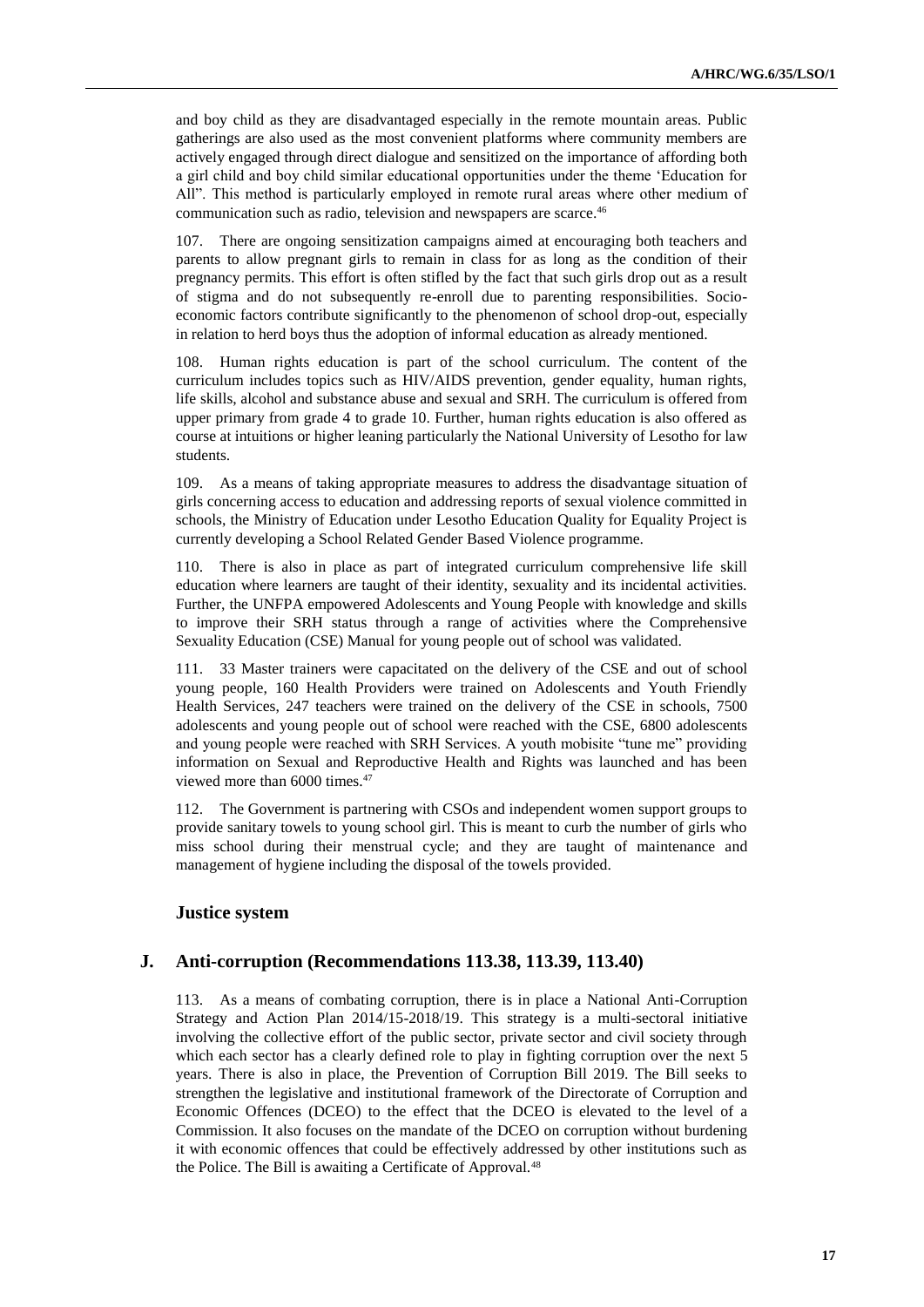and boy child as they are disadvantaged especially in the remote mountain areas. Public gatherings are also used as the most convenient platforms where community members are actively engaged through direct dialogue and sensitized on the importance of affording both a girl child and boy child similar educational opportunities under the theme 'Education for All". This method is particularly employed in remote rural areas where other medium of communication such as radio, television and newspapers are scarce.[46]

107. There are ongoing sensitization campaigns aimed at encouraging both teachers and parents to allow pregnant girls to remain in class for as long as the condition of their pregnancy permits. This effort is often stifled by the fact that such girls drop out as a result of stigma and do not subsequently re-enroll due to parenting responsibilities. Socio-economic factors contribute significantly to the phenomenon of school drop-out, especially in relation to herd boys thus the adoption of informal education as already mentioned.

108. Human rights education is part of the school curriculum. The content of the curriculum includes topics such as HIV/AIDS prevention, gender equality, human rights, life skills, alcohol and substance abuse and sexual and SRH. The curriculum is offered from upper primary from grade 4 to grade 10. Further, human rights education is also offered as course at intuitions or higher leaning particularly the National University of Lesotho for law students.

109. As a means of taking appropriate measures to address the disadvantage situation of girls concerning access to education and addressing reports of sexual violence committed in schools, the Ministry of Education under Lesotho Education Quality for Equality Project is currently developing a School Related Gender Based Violence programme.

110. There is also in place as part of integrated curriculum comprehensive life skill education where learners are taught of their identity, sexuality and its incidental activities. Further, the UNFPA empowered Adolescents and Young People with knowledge and skills to improve their SRH status through a range of activities where the Comprehensive Sexuality Education (CSE) Manual for young people out of school was validated.

111. 33 Master trainers were capacitated on the delivery of the CSE and out of school young people, 160 Health Providers were trained on Adolescents and Youth Friendly Health Services, 247 teachers were trained on the delivery of the CSE in schools, 7500 adolescents and young people out of school were reached with the CSE, 6800 adolescents and young people were reached with SRH Services. A youth mobisite "tune me" providing information on Sexual and Reproductive Health and Rights was launched and has been viewed more than 6000 times.[47]

112. The Government is partnering with CSOs and independent women support groups to provide sanitary towels to young school girl. This is meant to curb the number of girls who miss school during their menstrual cycle; and they are taught of maintenance and management of hygiene including the disposal of the towels provided.

### Justice system

## J. Anti-corruption (Recommendations 113.38, 113.39, 113.40)

113. As a means of combating corruption, there is in place a National Anti-Corruption Strategy and Action Plan 2014/15-2018/19. This strategy is a multi-sectoral initiative involving the collective effort of the public sector, private sector and civil society through which each sector has a clearly defined role to play in fighting corruption over the next 5 years. There is also in place, the Prevention of Corruption Bill 2019. The Bill seeks to strengthen the legislative and institutional framework of the Directorate of Corruption and Economic Offences (DCEO) to the effect that the DCEO is elevated to the level of a Commission. It also focuses on the mandate of the DCEO on corruption without burdening it with economic offences that could be effectively addressed by other institutions such as the Police. The Bill is awaiting a Certificate of Approval.[48]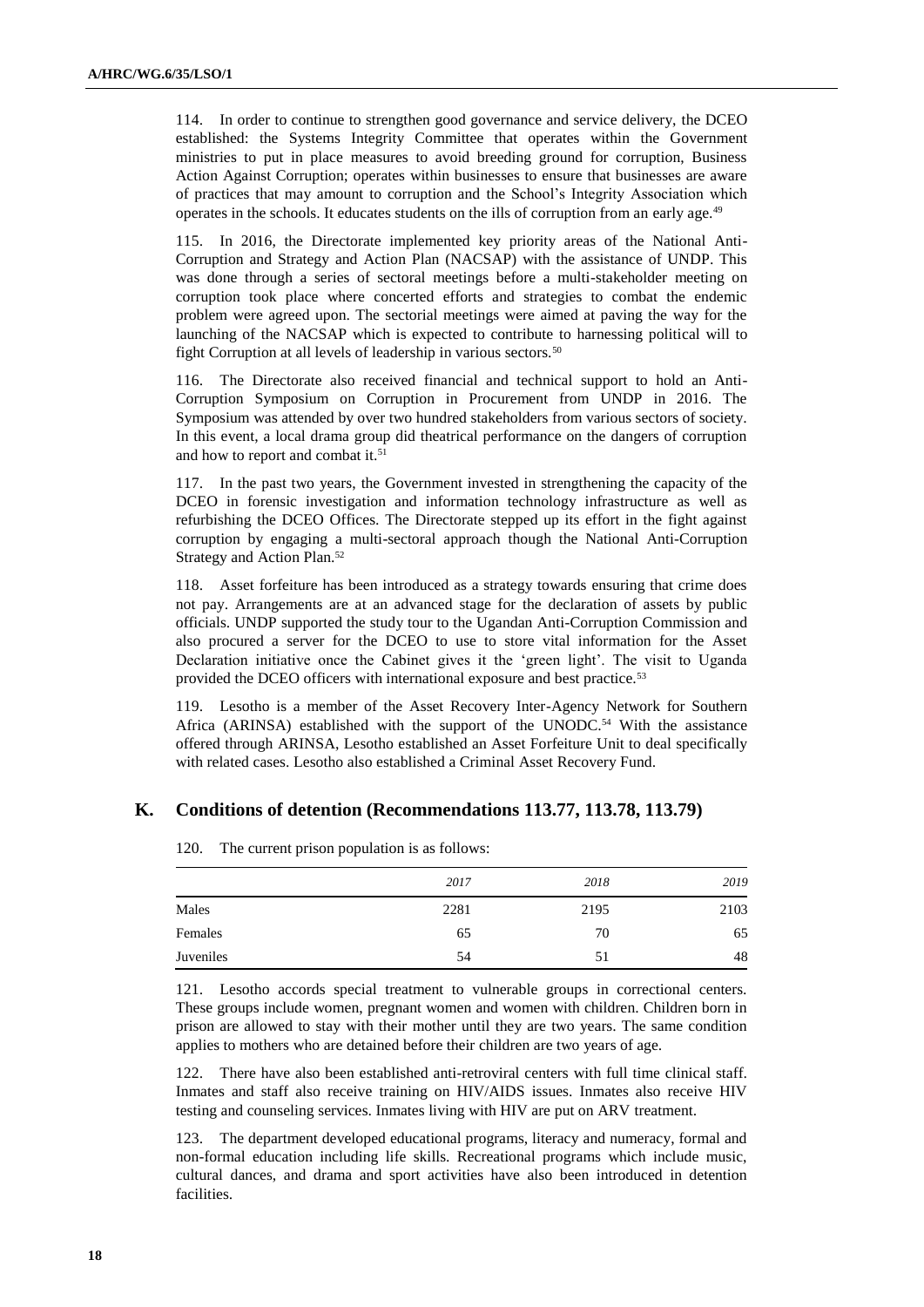114. In order to continue to strengthen good governance and service delivery, the DCEO established: the Systems Integrity Committee that operates within the Government ministries to put in place measures to avoid breeding ground for corruption, Business Action Against Corruption; operates within businesses to ensure that businesses are aware of practices that may amount to corruption and the School's Integrity Association which operates in the schools. It educates students on the ills of corruption from an early age.[49]

115. In 2016, the Directorate implemented key priority areas of the National Anti-Corruption and Strategy and Action Plan (NACSAP) with the assistance of UNDP. This was done through a series of sectoral meetings before a multi-stakeholder meeting on corruption took place where concerted efforts and strategies to combat the endemic problem were agreed upon. The sectorial meetings were aimed at paving the way for the launching of the NACSAP which is expected to contribute to harnessing political will to fight Corruption at all levels of leadership in various sectors.[50]

116. The Directorate also received financial and technical support to hold an Anti-Corruption Symposium on Corruption in Procurement from UNDP in 2016. The Symposium was attended by over two hundred stakeholders from various sectors of society. In this event, a local drama group did theatrical performance on the dangers of corruption and how to report and combat it.[51]

117. In the past two years, the Government invested in strengthening the capacity of the DCEO in forensic investigation and information technology infrastructure as well as refurbishing the DCEO Offices. The Directorate stepped up its effort in the fight against corruption by engaging a multi-sectoral approach though the National Anti-Corruption Strategy and Action Plan.[52]

118. Asset forfeiture has been introduced as a strategy towards ensuring that crime does not pay. Arrangements are at an advanced stage for the declaration of assets by public officials. UNDP supported the study tour to the Ugandan Anti-Corruption Commission and also procured a server for the DCEO to use to store vital information for the Asset Declaration initiative once the Cabinet gives it the 'green light'. The visit to Uganda provided the DCEO officers with international exposure and best practice.[53]

119. Lesotho is a member of the Asset Recovery Inter-Agency Network for Southern Africa (ARINSA) established with the support of the UNODC.[54] With the assistance offered through ARINSA, Lesotho established an Asset Forfeiture Unit to deal specifically with related cases. Lesotho also established a Criminal Asset Recovery Fund.

## K. Conditions of detention (Recommendations 113.77, 113.78, 113.79)

120. The current prison population is as follows:

| | *2017* | *2018* | *2019* |
|---|---|---|---|
| Males | 2281 | 2195 | 2103 |
| Females | 65 | 70 | 65 |
| Juveniles | 54 | 51 | 48 |

121. Lesotho accords special treatment to vulnerable groups in correctional centers. These groups include women, pregnant women and women with children. Children born in prison are allowed to stay with their mother until they are two years. The same condition applies to mothers who are detained before their children are two years of age.

122. There have also been established anti-retroviral centers with full time clinical staff. Inmates and staff also receive training on HIV/AIDS issues. Inmates also receive HIV testing and counseling services. Inmates living with HIV are put on ARV treatment.

123. The department developed educational programs, literacy and numeracy, formal and non-formal education including life skills. Recreational programs which include music, cultural dances, and drama and sport activities have also been introduced in detention facilities.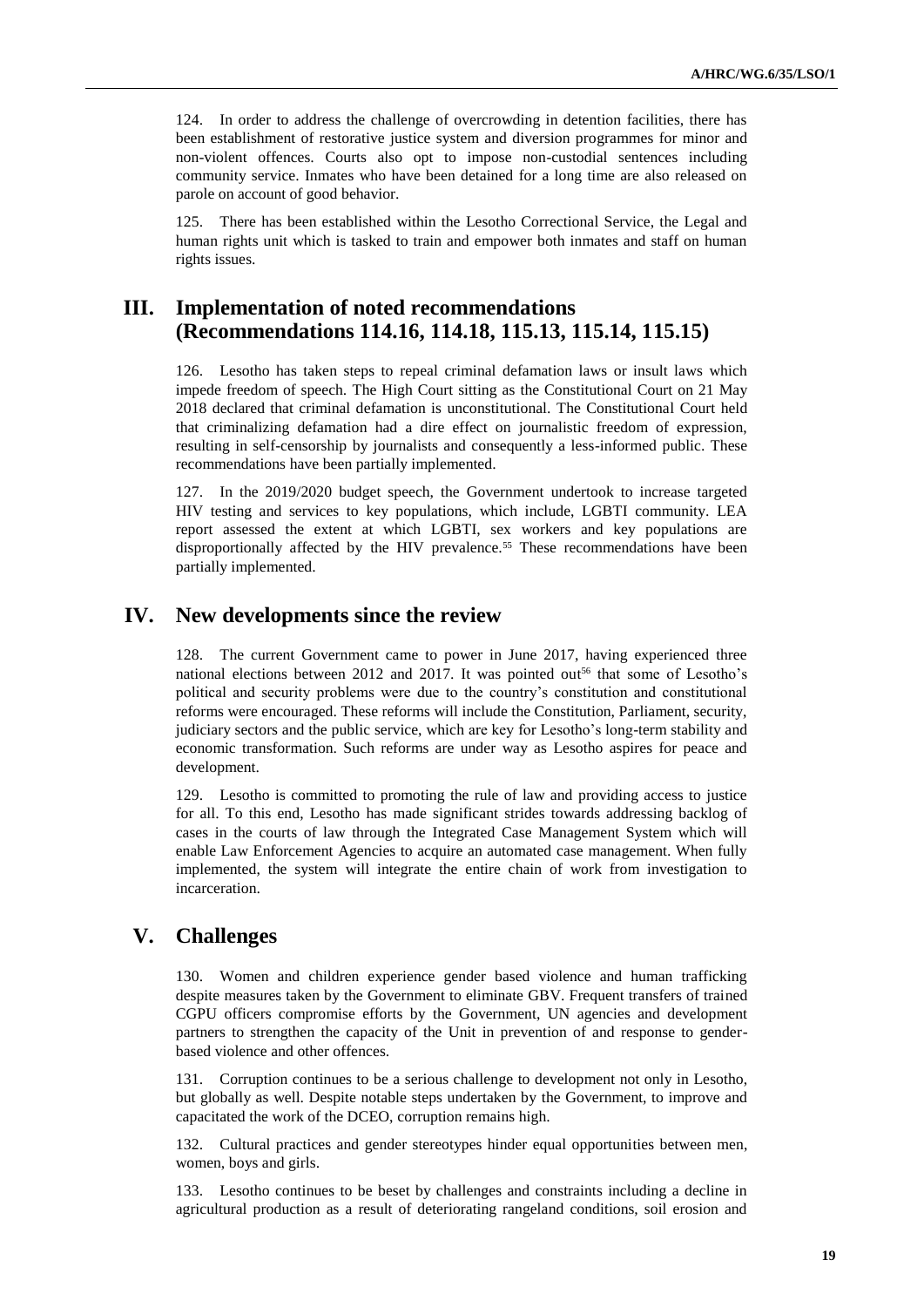124. In order to address the challenge of overcrowding in detention facilities, there has been establishment of restorative justice system and diversion programmes for minor and non-violent offences. Courts also opt to impose non-custodial sentences including community service. Inmates who have been detained for a long time are also released on parole on account of good behavior.

125. There has been established within the Lesotho Correctional Service, the Legal and human rights unit which is tasked to train and empower both inmates and staff on human rights issues.

## III. Implementation of noted recommendations (Recommendations 114.16, 114.18, 115.13, 115.14, 115.15)

126. Lesotho has taken steps to repeal criminal defamation laws or insult laws which impede freedom of speech. The High Court sitting as the Constitutional Court on 21 May 2018 declared that criminal defamation is unconstitutional. The Constitutional Court held that criminalizing defamation had a dire effect on journalistic freedom of expression, resulting in self-censorship by journalists and consequently a less-informed public. These recommendations have been partially implemented.

127. In the 2019/2020 budget speech, the Government undertook to increase targeted HIV testing and services to key populations, which include, LGBTI community. LEA report assessed the extent at which LGBTI, sex workers and key populations are disproportionally affected by the HIV prevalence.[55] These recommendations have been partially implemented.

## IV. New developments since the review

128. The current Government came to power in June 2017, having experienced three national elections between 2012 and 2017. It was pointed out[56] that some of Lesotho's political and security problems were due to the country's constitution and constitutional reforms were encouraged. These reforms will include the Constitution, Parliament, security, judiciary sectors and the public service, which are key for Lesotho's long-term stability and economic transformation. Such reforms are under way as Lesotho aspires for peace and development.

129. Lesotho is committed to promoting the rule of law and providing access to justice for all. To this end, Lesotho has made significant strides towards addressing backlog of cases in the courts of law through the Integrated Case Management System which will enable Law Enforcement Agencies to acquire an automated case management. When fully implemented, the system will integrate the entire chain of work from investigation to incarceration.

## V. Challenges

130. Women and children experience gender based violence and human trafficking despite measures taken by the Government to eliminate GBV. Frequent transfers of trained CGPU officers compromise efforts by the Government, UN agencies and development partners to strengthen the capacity of the Unit in prevention of and response to gender-based violence and other offences.

131. Corruption continues to be a serious challenge to development not only in Lesotho, but globally as well. Despite notable steps undertaken by the Government, to improve and capacitated the work of the DCEO, corruption remains high.

132. Cultural practices and gender stereotypes hinder equal opportunities between men, women, boys and girls.

133. Lesotho continues to be beset by challenges and constraints including a decline in agricultural production as a result of deteriorating rangeland conditions, soil erosion and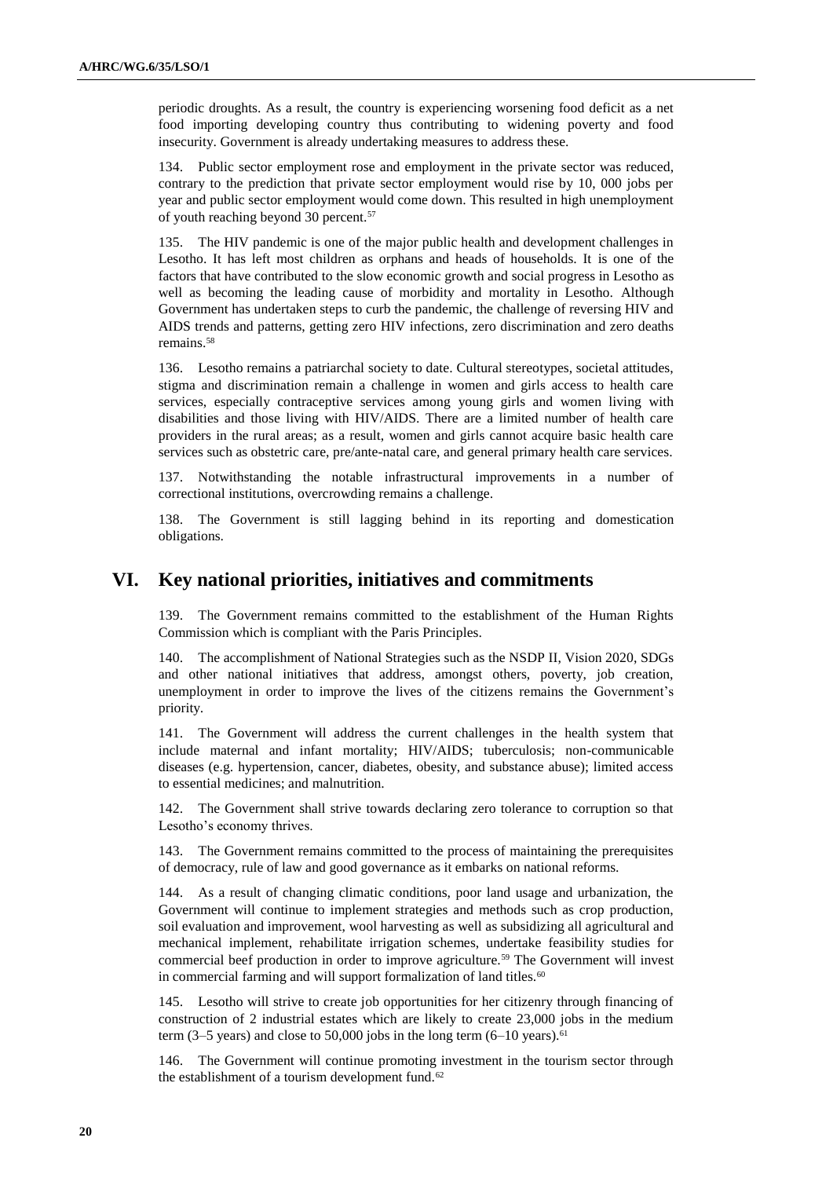periodic droughts. As a result, the country is experiencing worsening food deficit as a net food importing developing country thus contributing to widening poverty and food insecurity. Government is already undertaking measures to address these.

134. Public sector employment rose and employment in the private sector was reduced, contrary to the prediction that private sector employment would rise by 10, 000 jobs per year and public sector employment would come down. This resulted in high unemployment of youth reaching beyond 30 percent.[57]

135. The HIV pandemic is one of the major public health and development challenges in Lesotho. It has left most children as orphans and heads of households. It is one of the factors that have contributed to the slow economic growth and social progress in Lesotho as well as becoming the leading cause of morbidity and mortality in Lesotho. Although Government has undertaken steps to curb the pandemic, the challenge of reversing HIV and AIDS trends and patterns, getting zero HIV infections, zero discrimination and zero deaths remains.[58]

136. Lesotho remains a patriarchal society to date. Cultural stereotypes, societal attitudes, stigma and discrimination remain a challenge in women and girls access to health care services, especially contraceptive services among young girls and women living with disabilities and those living with HIV/AIDS. There are a limited number of health care providers in the rural areas; as a result, women and girls cannot acquire basic health care services such as obstetric care, pre/ante-natal care, and general primary health care services.

137. Notwithstanding the notable infrastructural improvements in a number of correctional institutions, overcrowding remains a challenge.

138. The Government is still lagging behind in its reporting and domestication obligations.

# VI. Key national priorities, initiatives and commitments

139. The Government remains committed to the establishment of the Human Rights Commission which is compliant with the Paris Principles.

140. The accomplishment of National Strategies such as the NSDP II, Vision 2020, SDGs and other national initiatives that address, amongst others, poverty, job creation, unemployment in order to improve the lives of the citizens remains the Government's priority.

141. The Government will address the current challenges in the health system that include maternal and infant mortality; HIV/AIDS; tuberculosis; non-communicable diseases (e.g. hypertension, cancer, diabetes, obesity, and substance abuse); limited access to essential medicines; and malnutrition.

142. The Government shall strive towards declaring zero tolerance to corruption so that Lesotho's economy thrives.

143. The Government remains committed to the process of maintaining the prerequisites of democracy, rule of law and good governance as it embarks on national reforms.

144. As a result of changing climatic conditions, poor land usage and urbanization, the Government will continue to implement strategies and methods such as crop production, soil evaluation and improvement, wool harvesting as well as subsidizing all agricultural and mechanical implement, rehabilitate irrigation schemes, undertake feasibility studies for commercial beef production in order to improve agriculture.[59] The Government will invest in commercial farming and will support formalization of land titles.[60]

145. Lesotho will strive to create job opportunities for her citizenry through financing of construction of 2 industrial estates which are likely to create 23,000 jobs in the medium term (3–5 years) and close to 50,000 jobs in the long term (6–10 years).[61]

146. The Government will continue promoting investment in the tourism sector through the establishment of a tourism development fund.[62]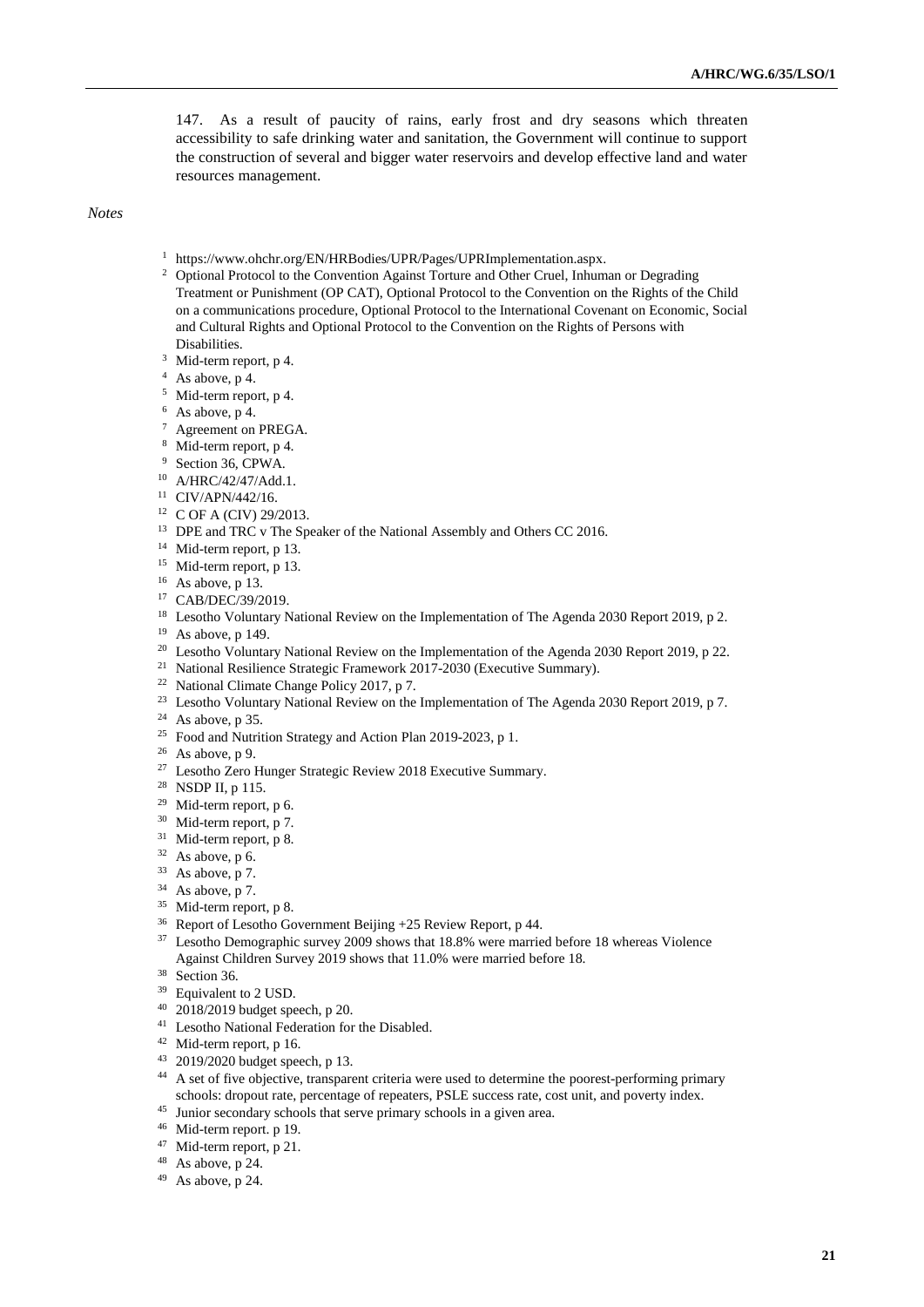147. As a result of paucity of rains, early frost and dry seasons which threaten accessibility to safe drinking water and sanitation, the Government will continue to support the construction of several and bigger water reservoirs and develop effective land and water resources management.

*Notes*

[1] https://www.ohchr.org/EN/HRBodies/UPR/Pages/UPRImplementation.aspx.
[2] Optional Protocol to the Convention Against Torture and Other Cruel, Inhuman or Degrading Treatment or Punishment (OP CAT), Optional Protocol to the Convention on the Rights of the Child on a communications procedure, Optional Protocol to the International Covenant on Economic, Social and Cultural Rights and Optional Protocol to the Convention on the Rights of Persons with Disabilities.
[3] Mid-term report, p 4.
[4] As above, p 4.
[5] Mid-term report, p 4.
[6] As above, p 4.
[7] Agreement on PREGA.
[8] Mid-term report, p 4.
[9] Section 36, CPWA.
[10] A/HRC/42/47/Add.1.
[11] CIV/APN/442/16.
[12] C OF A (CIV) 29/2013.
[13] DPE and TRC v The Speaker of the National Assembly and Others CC 2016.
[14] Mid-term report, p 13.
[15] Mid-term report, p 13.
[16] As above, p 13.
[17] CAB/DEC/39/2019.
[18] Lesotho Voluntary National Review on the Implementation of The Agenda 2030 Report 2019, p 2.
[19] As above, p 149.
[20] Lesotho Voluntary National Review on the Implementation of the Agenda 2030 Report 2019, p 22.
[21] National Resilience Strategic Framework 2017-2030 (Executive Summary).
[22] National Climate Change Policy 2017, p 7.
[23] Lesotho Voluntary National Review on the Implementation of The Agenda 2030 Report 2019, p 7.
[24] As above, p 35.
[25] Food and Nutrition Strategy and Action Plan 2019-2023, p 1.
[26] As above, p 9.
[27] Lesotho Zero Hunger Strategic Review 2018 Executive Summary.
[28] NSDP II, p 115.
[29] Mid-term report, p 6.
[30] Mid-term report, p 7.
[31] Mid-term report, p 8.
[32] As above, p 6.
[33] As above, p 7.
[34] As above, p 7.
[35] Mid-term report, p 8.
[36] Report of Lesotho Government Beijing +25 Review Report, p 44.
[37] Lesotho Demographic survey 2009 shows that 18.8% were married before 18 whereas Violence Against Children Survey 2019 shows that 11.0% were married before 18.
[38] Section 36.
[39] Equivalent to 2 USD.
[40] 2018/2019 budget speech, p 20.
[41] Lesotho National Federation for the Disabled.
[42] Mid-term report, p 16.
[43] 2019/2020 budget speech, p 13.
[44] A set of five objective, transparent criteria were used to determine the poorest-performing primary schools: dropout rate, percentage of repeaters, PSLE success rate, cost unit, and poverty index.
[45] Junior secondary schools that serve primary schools in a given area.
[46] Mid-term report. p 19.
[47] Mid-term report, p 21.
[48] As above, p 24.
[49] As above, p 24.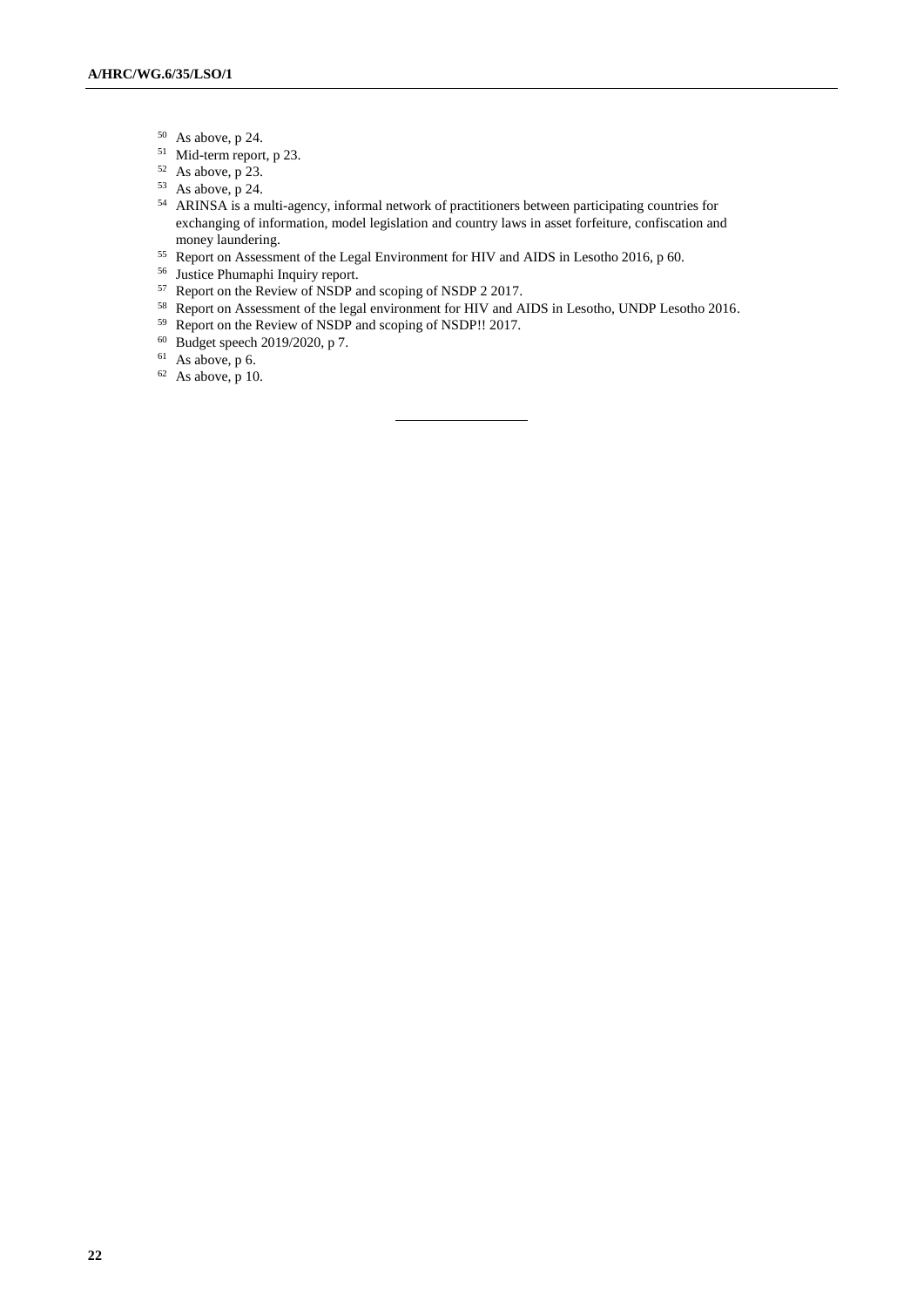[50] As above, p 24.

[51] Mid-term report, p 23.

[52] As above, p 23.

[53] As above, p 24.

[54] ARINSA is a multi-agency, informal network of practitioners between participating countries for exchanging of information, model legislation and country laws in asset forfeiture, confiscation and money laundering.

[55] Report on Assessment of the Legal Environment for HIV and AIDS in Lesotho 2016, p 60.

[56] Justice Phumaphi Inquiry report.

[57] Report on the Review of NSDP and scoping of NSDP 2 2017.

[58] Report on Assessment of the legal environment for HIV and AIDS in Lesotho, UNDP Lesotho 2016.

[59] Report on the Review of NSDP and scoping of NSDP!! 2017.

[60] Budget speech 2019/2020, p 7.

[61] As above, p 6.

[62] As above, p 10.